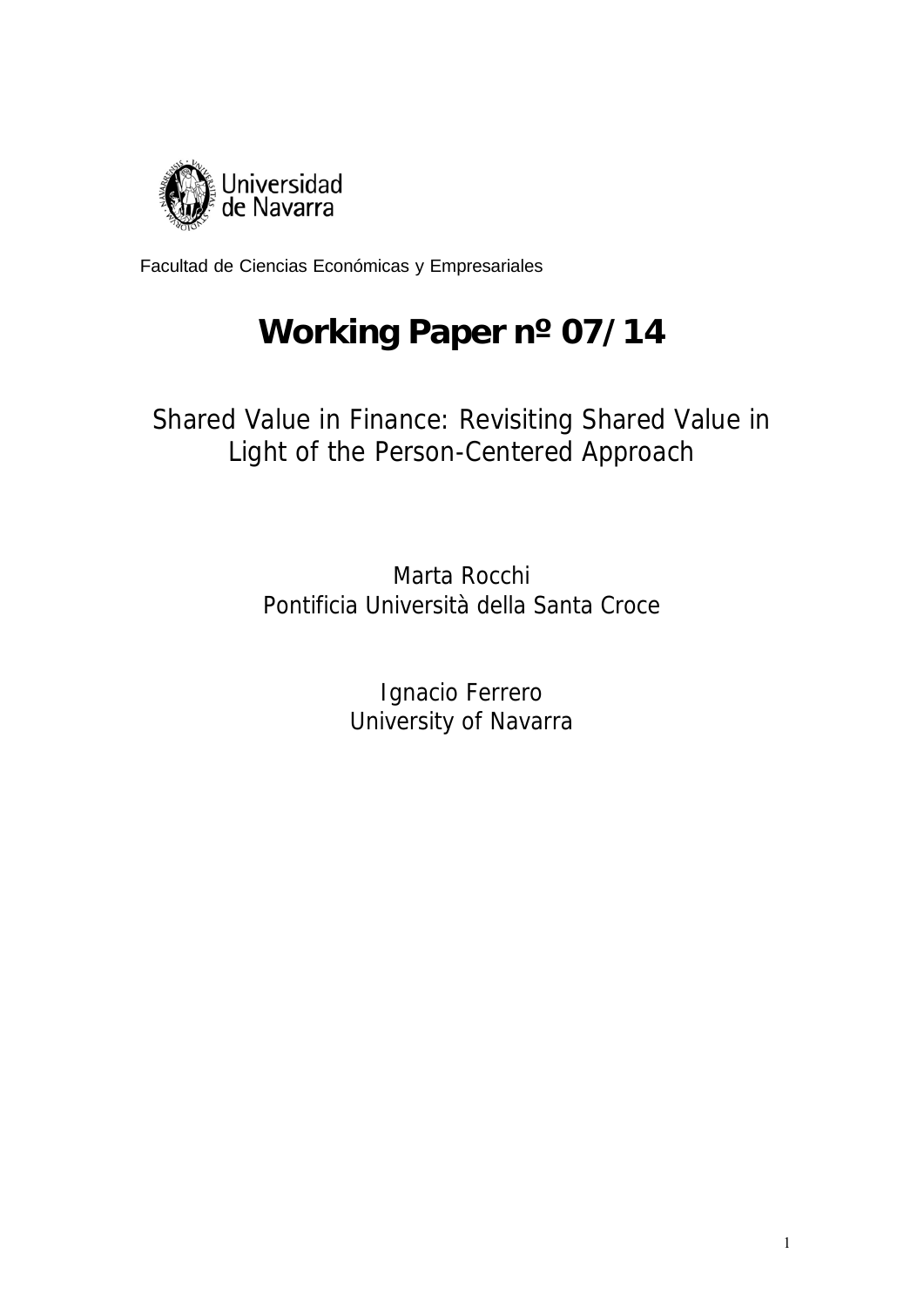Universidad de Navarra

Facultad de Ciencias Económicas y Empresariales

# Working Paper nº 07/14

## Shared Value in Finance: Revisiting Shared Value in Light of the Person-Centered Approach

Marta Rocchi
Pontificia Università della Santa Croce

Ignacio Ferrero
University of Navarra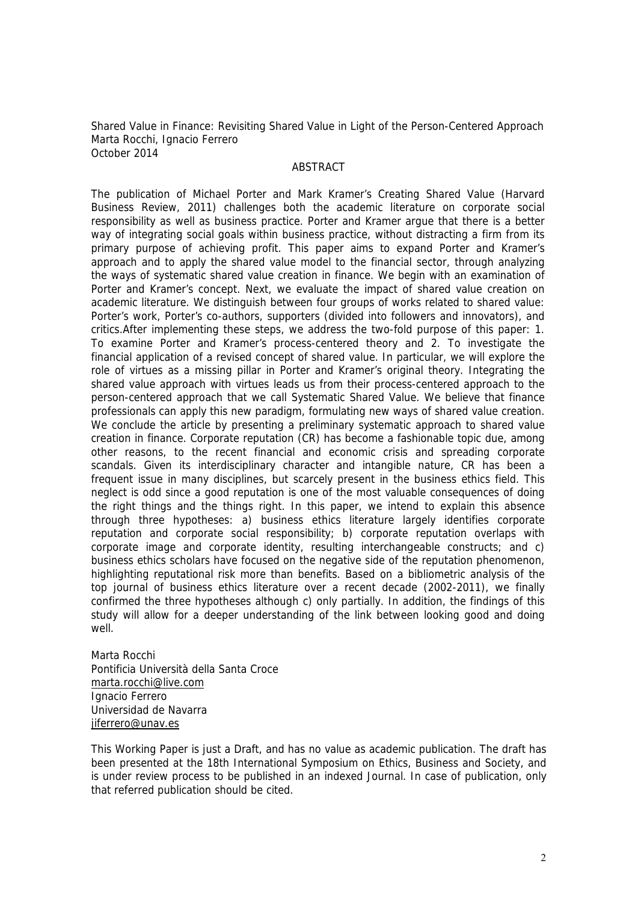Shared Value in Finance: Revisiting Shared Value in Light of the Person-Centered Approach
Marta Rocchi, Ignacio Ferrero
October 2014

## ABSTRACT

The publication of Michael Porter and Mark Kramer's Creating Shared Value (Harvard Business Review, 2011) challenges both the academic literature on corporate social responsibility as well as business practice. Porter and Kramer argue that there is a better way of integrating social goals within business practice, without distracting a firm from its primary purpose of achieving profit. This paper aims to expand Porter and Kramer's approach and to apply the shared value model to the financial sector, through analyzing the ways of systematic shared value creation in finance. We begin with an examination of Porter and Kramer's concept. Next, we evaluate the impact of shared value creation on academic literature. We distinguish between four groups of works related to shared value: Porter's work, Porter's co-authors, supporters (divided into followers and innovators), and critics.After implementing these steps, we address the two-fold purpose of this paper: 1. To examine Porter and Kramer's process-centered theory and 2. To investigate the financial application of a revised concept of shared value. In particular, we will explore the role of virtues as a missing pillar in Porter and Kramer's original theory. Integrating the shared value approach with virtues leads us from their process-centered approach to the person-centered approach that we call Systematic Shared Value. We believe that finance professionals can apply this new paradigm, formulating new ways of shared value creation. We conclude the article by presenting a preliminary systematic approach to shared value creation in finance. Corporate reputation (CR) has become a fashionable topic due, among other reasons, to the recent financial and economic crisis and spreading corporate scandals. Given its interdisciplinary character and intangible nature, CR has been a frequent issue in many disciplines, but scarcely present in the business ethics field. This neglect is odd since a good reputation is one of the most valuable consequences of doing the right things and the things right. In this paper, we intend to explain this absence through three hypotheses: a) business ethics literature largely identifies corporate reputation and corporate social responsibility; b) corporate reputation overlaps with corporate image and corporate identity, resulting interchangeable constructs; and c) business ethics scholars have focused on the negative side of the reputation phenomenon, highlighting reputational risk more than benefits. Based on a bibliometric analysis of the top journal of business ethics literature over a recent decade (2002-2011), we finally confirmed the three hypotheses although c) only partially. In addition, the findings of this study will allow for a deeper understanding of the link between looking good and doing well.

Marta Rocchi
Pontificia Università della Santa Croce
marta.rocchi@live.com
Ignacio Ferrero
Universidad de Navarra
jiferrero@unav.es

This Working Paper is just a Draft, and has no value as academic publication. The draft has been presented at the 18th International Symposium on Ethics, Business and Society, and is under review process to be published in an indexed Journal. In case of publication, only that referred publication should be cited.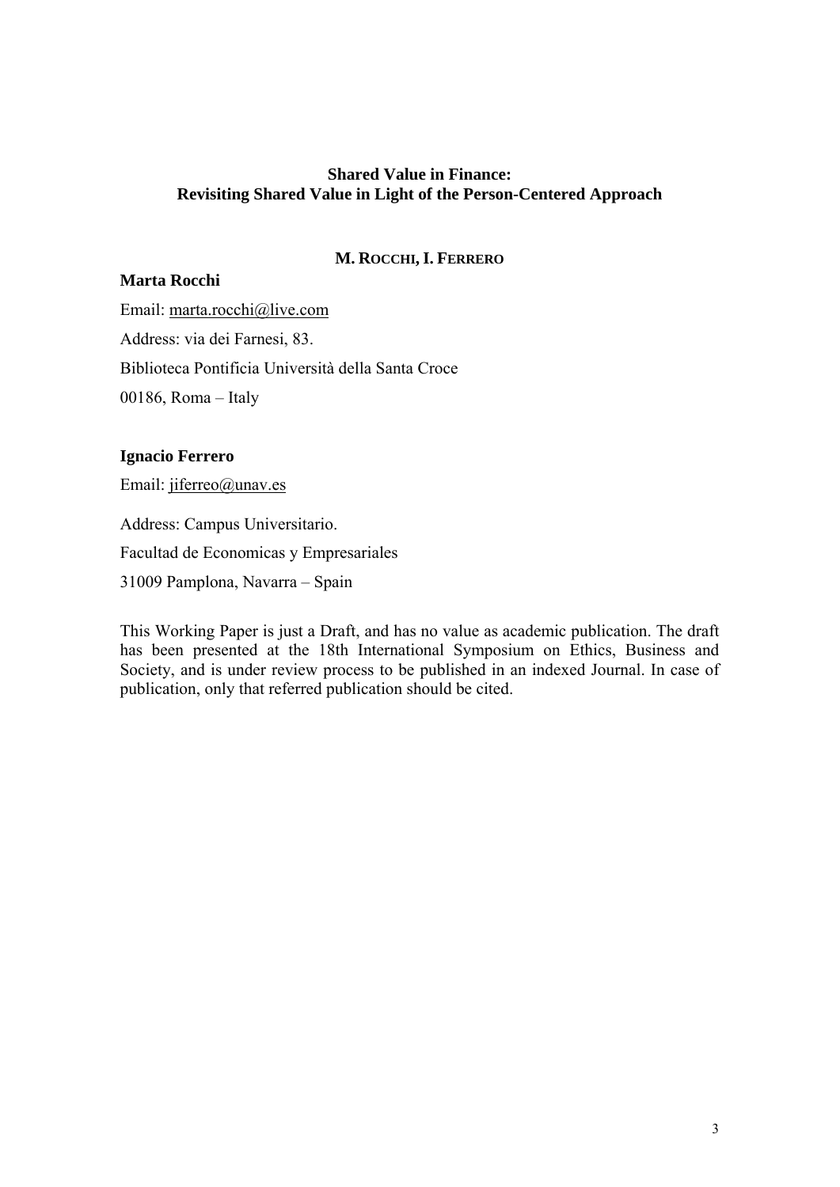# Shared Value in Finance: Revisiting Shared Value in Light of the Person-Centered Approach

**M. ROCCHI, I. FERRERO**

**Marta Rocchi**

Email: marta.rocchi@live.com

Address: via dei Farnesi, 83.

Biblioteca Pontificia Università della Santa Croce

00186, Roma – Italy

**Ignacio Ferrero**

Email: jiferreo@unav.es

Address: Campus Universitario.

Facultad de Economicas y Empresariales

31009 Pamplona, Navarra – Spain

This Working Paper is just a Draft, and has no value as academic publication. The draft has been presented at the 18th International Symposium on Ethics, Business and Society, and is under review process to be published in an indexed Journal. In case of publication, only that referred publication should be cited.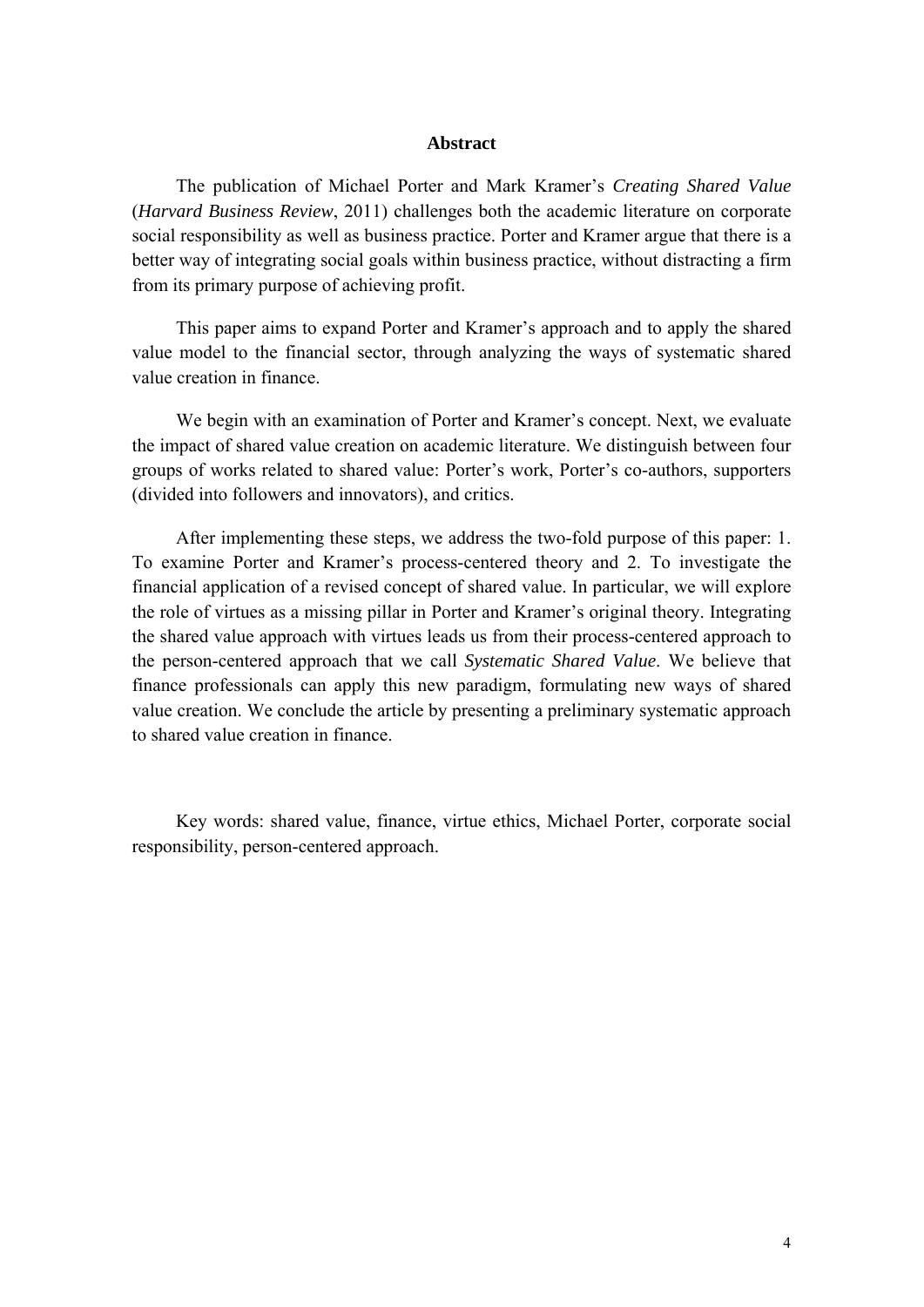## Abstract

The publication of Michael Porter and Mark Kramer's *Creating Shared Value* (*Harvard Business Review*, 2011) challenges both the academic literature on corporate social responsibility as well as business practice. Porter and Kramer argue that there is a better way of integrating social goals within business practice, without distracting a firm from its primary purpose of achieving profit.

This paper aims to expand Porter and Kramer's approach and to apply the shared value model to the financial sector, through analyzing the ways of systematic shared value creation in finance.

We begin with an examination of Porter and Kramer's concept. Next, we evaluate the impact of shared value creation on academic literature. We distinguish between four groups of works related to shared value: Porter's work, Porter's co-authors, supporters (divided into followers and innovators), and critics.

After implementing these steps, we address the two-fold purpose of this paper: 1. To examine Porter and Kramer's process-centered theory and 2. To investigate the financial application of a revised concept of shared value. In particular, we will explore the role of virtues as a missing pillar in Porter and Kramer's original theory. Integrating the shared value approach with virtues leads us from their process-centered approach to the person-centered approach that we call *Systematic Shared Value*. We believe that finance professionals can apply this new paradigm, formulating new ways of shared value creation. We conclude the article by presenting a preliminary systematic approach to shared value creation in finance.

Key words: shared value, finance, virtue ethics, Michael Porter, corporate social responsibility, person-centered approach.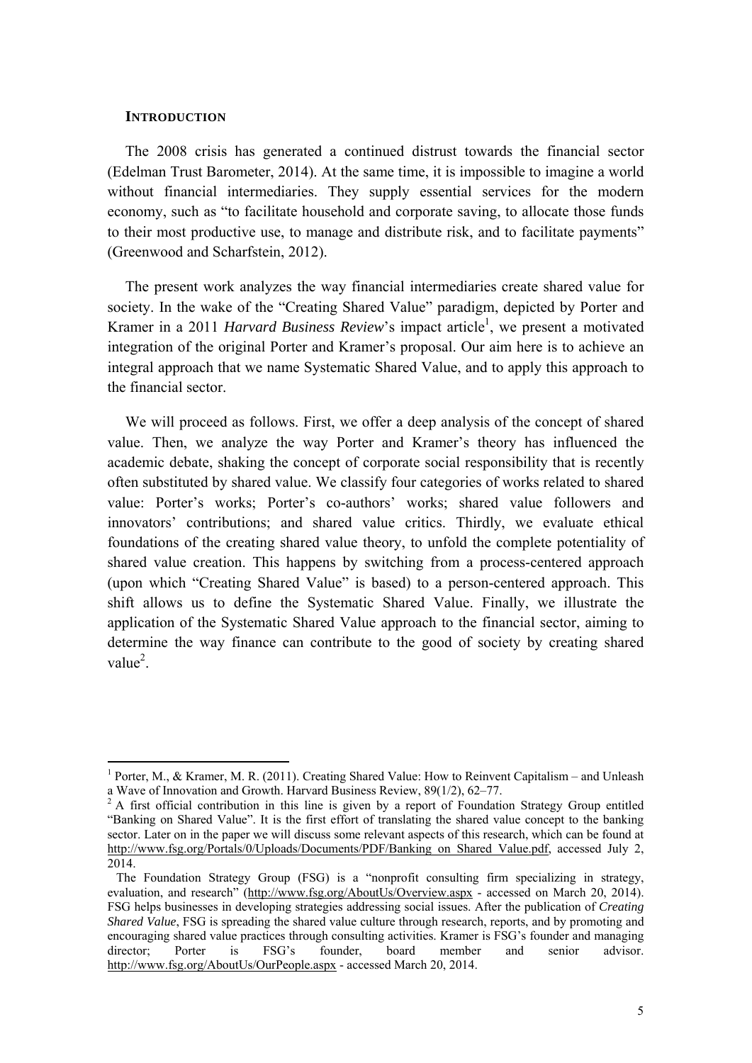## INTRODUCTION

The 2008 crisis has generated a continued distrust towards the financial sector (Edelman Trust Barometer, 2014). At the same time, it is impossible to imagine a world without financial intermediaries. They supply essential services for the modern economy, such as "to facilitate household and corporate saving, to allocate those funds to their most productive use, to manage and distribute risk, and to facilitate payments" (Greenwood and Scharfstein, 2012).

The present work analyzes the way financial intermediaries create shared value for society. In the wake of the "Creating Shared Value" paradigm, depicted by Porter and Kramer in a 2011 *Harvard Business Review*'s impact article[1], we present a motivated integration of the original Porter and Kramer's proposal. Our aim here is to achieve an integral approach that we name Systematic Shared Value, and to apply this approach to the financial sector.

We will proceed as follows. First, we offer a deep analysis of the concept of shared value. Then, we analyze the way Porter and Kramer's theory has influenced the academic debate, shaking the concept of corporate social responsibility that is recently often substituted by shared value. We classify four categories of works related to shared value: Porter's works; Porter's co-authors' works; shared value followers and innovators' contributions; and shared value critics. Thirdly, we evaluate ethical foundations of the creating shared value theory, to unfold the complete potentiality of shared value creation. This happens by switching from a process-centered approach (upon which "Creating Shared Value" is based) to a person-centered approach. This shift allows us to define the Systematic Shared Value. Finally, we illustrate the application of the Systematic Shared Value approach to the financial sector, aiming to determine the way finance can contribute to the good of society by creating shared value[2].

---

[1] Porter, M., & Kramer, M. R. (2011). Creating Shared Value: How to Reinvent Capitalism – and Unleash a Wave of Innovation and Growth. Harvard Business Review, 89(1/2), 62–77.

[2] A first official contribution in this line is given by a report of Foundation Strategy Group entitled "Banking on Shared Value". It is the first effort of translating the shared value concept to the banking sector. Later on in the paper we will discuss some relevant aspects of this research, which can be found at http://www.fsg.org/Portals/0/Uploads/Documents/PDF/Banking_on_Shared_Value.pdf, accessed July 2, 2014.

The Foundation Strategy Group (FSG) is a "nonprofit consulting firm specializing in strategy, evaluation, and research" (http://www.fsg.org/AboutUs/Overview.aspx - accessed on March 20, 2014). FSG helps businesses in developing strategies addressing social issues. After the publication of *Creating Shared Value*, FSG is spreading the shared value culture through research, reports, and by promoting and encouraging shared value practices through consulting activities. Kramer is FSG's founder and managing director; Porter is FSG's founder, board member and senior advisor. http://www.fsg.org/AboutUs/OurPeople.aspx - accessed March 20, 2014.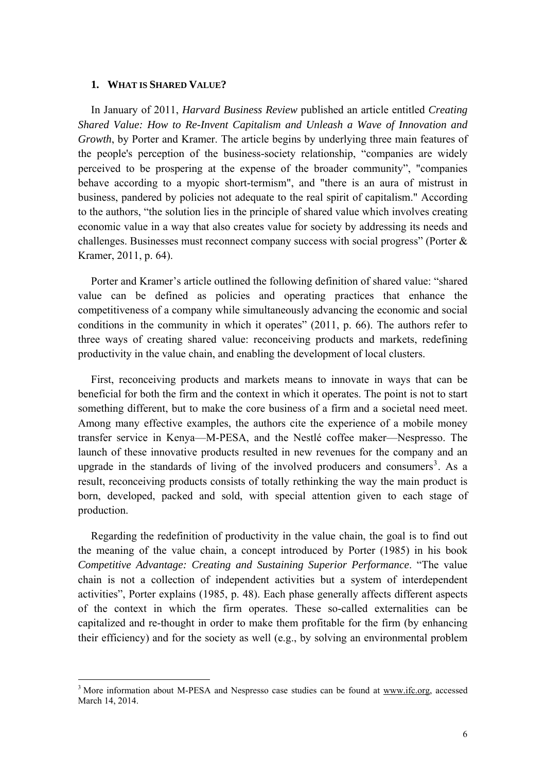## 1. WHAT IS SHARED VALUE?

In January of 2011, *Harvard Business Review* published an article entitled *Creating Shared Value: How to Re-Invent Capitalism and Unleash a Wave of Innovation and Growth*, by Porter and Kramer. The article begins by underlying three main features of the people's perception of the business-society relationship, "companies are widely perceived to be prospering at the expense of the broader community", "companies behave according to a myopic short-termism", and "there is an aura of mistrust in business, pandered by policies not adequate to the real spirit of capitalism." According to the authors, "the solution lies in the principle of shared value which involves creating economic value in a way that also creates value for society by addressing its needs and challenges. Businesses must reconnect company success with social progress" (Porter & Kramer, 2011, p. 64).

Porter and Kramer's article outlined the following definition of shared value: "shared value can be defined as policies and operating practices that enhance the competitiveness of a company while simultaneously advancing the economic and social conditions in the community in which it operates" (2011, p. 66). The authors refer to three ways of creating shared value: reconceiving products and markets, redefining productivity in the value chain, and enabling the development of local clusters.

First, reconceiving products and markets means to innovate in ways that can be beneficial for both the firm and the context in which it operates. The point is not to start something different, but to make the core business of a firm and a societal need meet. Among many effective examples, the authors cite the experience of a mobile money transfer service in Kenya—M-PESA, and the Nestlé coffee maker—Nespresso. The launch of these innovative products resulted in new revenues for the company and an upgrade in the standards of living of the involved producers and consumers[3]. As a result, reconceiving products consists of totally rethinking the way the main product is born, developed, packed and sold, with special attention given to each stage of production.

Regarding the redefinition of productivity in the value chain, the goal is to find out the meaning of the value chain, a concept introduced by Porter (1985) in his book *Competitive Advantage: Creating and Sustaining Superior Performance*. "The value chain is not a collection of independent activities but a system of interdependent activities", Porter explains (1985, p. 48). Each phase generally affects different aspects of the context in which the firm operates. These so-called externalities can be capitalized and re-thought in order to make them profitable for the firm (by enhancing their efficiency) and for the society as well (e.g., by solving an environmental problem

[3] More information about M-PESA and Nespresso case studies can be found at www.ifc.org, accessed March 14, 2014.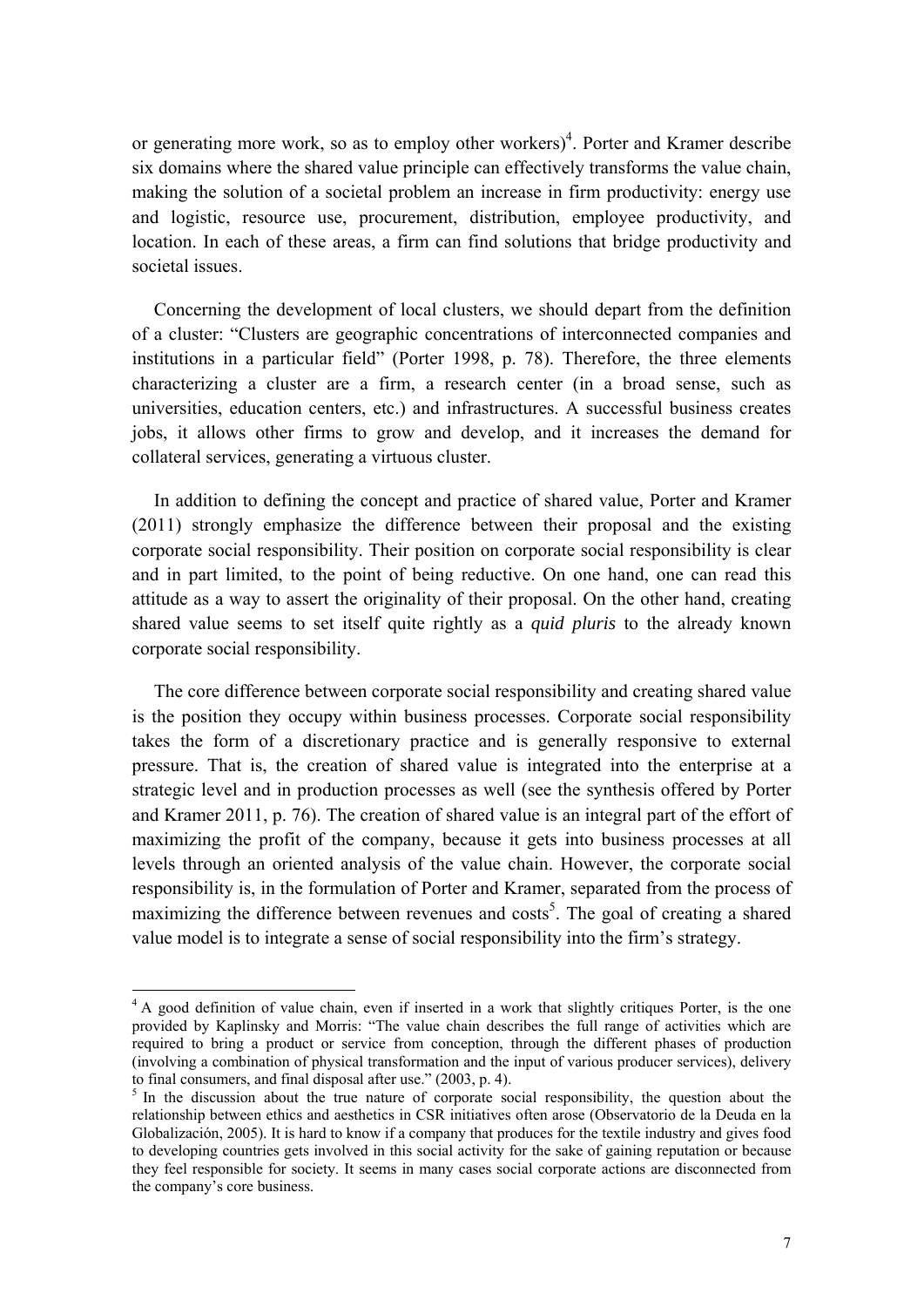or generating more work, so as to employ other workers)[4]. Porter and Kramer describe six domains where the shared value principle can effectively transforms the value chain, making the solution of a societal problem an increase in firm productivity: energy use and logistic, resource use, procurement, distribution, employee productivity, and location. In each of these areas, a firm can find solutions that bridge productivity and societal issues.

Concerning the development of local clusters, we should depart from the definition of a cluster: "Clusters are geographic concentrations of interconnected companies and institutions in a particular field" (Porter 1998, p. 78). Therefore, the three elements characterizing a cluster are a firm, a research center (in a broad sense, such as universities, education centers, etc.) and infrastructures. A successful business creates jobs, it allows other firms to grow and develop, and it increases the demand for collateral services, generating a virtuous cluster.

In addition to defining the concept and practice of shared value, Porter and Kramer (2011) strongly emphasize the difference between their proposal and the existing corporate social responsibility. Their position on corporate social responsibility is clear and in part limited, to the point of being reductive. On one hand, one can read this attitude as a way to assert the originality of their proposal. On the other hand, creating shared value seems to set itself quite rightly as a *quid pluris* to the already known corporate social responsibility.

The core difference between corporate social responsibility and creating shared value is the position they occupy within business processes. Corporate social responsibility takes the form of a discretionary practice and is generally responsive to external pressure. That is, the creation of shared value is integrated into the enterprise at a strategic level and in production processes as well (see the synthesis offered by Porter and Kramer 2011, p. 76). The creation of shared value is an integral part of the effort of maximizing the profit of the company, because it gets into business processes at all levels through an oriented analysis of the value chain. However, the corporate social responsibility is, in the formulation of Porter and Kramer, separated from the process of maximizing the difference between revenues and costs[5]. The goal of creating a shared value model is to integrate a sense of social responsibility into the firm's strategy.

[4] A good definition of value chain, even if inserted in a work that slightly critiques Porter, is the one provided by Kaplinsky and Morris: "The value chain describes the full range of activities which are required to bring a product or service from conception, through the different phases of production (involving a combination of physical transformation and the input of various producer services), delivery to final consumers, and final disposal after use." (2003, p. 4).

[5] In the discussion about the true nature of corporate social responsibility, the question about the relationship between ethics and aesthetics in CSR initiatives often arose (Observatorio de la Deuda en la Globalización, 2005). It is hard to know if a company that produces for the textile industry and gives food to developing countries gets involved in this social activity for the sake of gaining reputation or because they feel responsible for society. It seems in many cases social corporate actions are disconnected from the company's core business.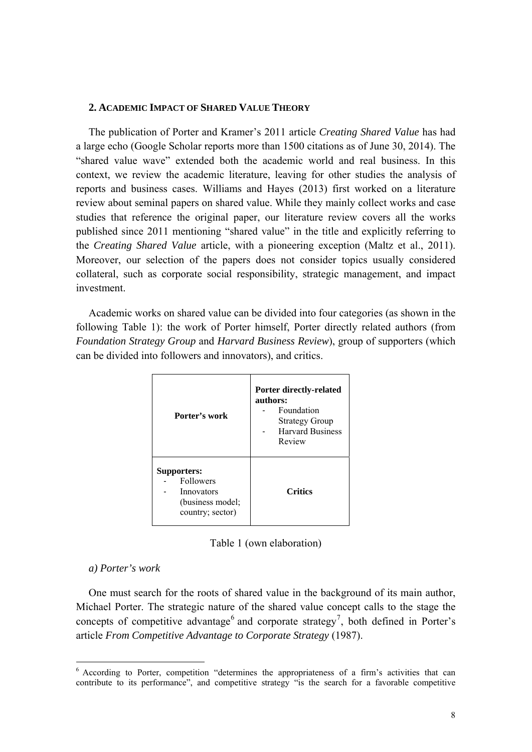## 2. Academic Impact of Shared Value Theory

The publication of Porter and Kramer's 2011 article *Creating Shared Value* has had a large echo (Google Scholar reports more than 1500 citations as of June 30, 2014). The "shared value wave" extended both the academic world and real business. In this context, we review the academic literature, leaving for other studies the analysis of reports and business cases. Williams and Hayes (2013) first worked on a literature review about seminal papers on shared value. While they mainly collect works and case studies that reference the original paper, our literature review covers all the works published since 2011 mentioning "shared value" in the title and explicitly referring to the *Creating Shared Value* article, with a pioneering exception (Maltz et al., 2011). Moreover, our selection of the papers does not consider topics usually considered collateral, such as corporate social responsibility, strategic management, and impact investment.

Academic works on shared value can be divided into four categories (as shown in the following Table 1): the work of Porter himself, Porter directly related authors (from *Foundation Strategy Group* and *Harvard Business Review*), group of supporters (which can be divided into followers and innovators), and critics.

| | |
|---|---|
| **Porter's work** | **Porter directly-related authors:** - Foundation Strategy Group - Harvard Business Review |
| **Supporters:** - Followers - Innovators (business model; country; sector) | **Critics** |

Table 1 (own elaboration)

*a) Porter's work*

One must search for the roots of shared value in the background of its main author, Michael Porter. The strategic nature of the shared value concept calls to the stage the concepts of competitive advantage[6] and corporate strategy[7], both defined in Porter's article *From Competitive Advantage to Corporate Strategy* (1987).

[6] According to Porter, competition "determines the appropriateness of a firm's activities that can contribute to its performance", and competitive strategy "is the search for a favorable competitive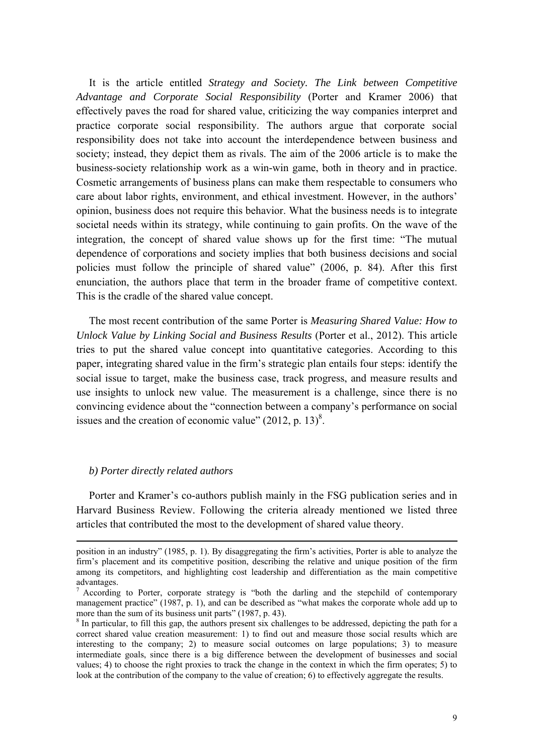It is the article entitled *Strategy and Society. The Link between Competitive Advantage and Corporate Social Responsibility* (Porter and Kramer 2006) that effectively paves the road for shared value, criticizing the way companies interpret and practice corporate social responsibility. The authors argue that corporate social responsibility does not take into account the interdependence between business and society; instead, they depict them as rivals. The aim of the 2006 article is to make the business-society relationship work as a win-win game, both in theory and in practice. Cosmetic arrangements of business plans can make them respectable to consumers who care about labor rights, environment, and ethical investment. However, in the authors' opinion, business does not require this behavior. What the business needs is to integrate societal needs within its strategy, while continuing to gain profits. On the wave of the integration, the concept of shared value shows up for the first time: "The mutual dependence of corporations and society implies that both business decisions and social policies must follow the principle of shared value" (2006, p. 84). After this first enunciation, the authors place that term in the broader frame of competitive context. This is the cradle of the shared value concept.

The most recent contribution of the same Porter is *Measuring Shared Value: How to Unlock Value by Linking Social and Business Results* (Porter et al., 2012). This article tries to put the shared value concept into quantitative categories. According to this paper, integrating shared value in the firm's strategic plan entails four steps: identify the social issue to target, make the business case, track progress, and measure results and use insights to unlock new value. The measurement is a challenge, since there is no convincing evidence about the "connection between a company's performance on social issues and the creation of economic value" (2012, p. 13)[8].

*b) Porter directly related authors*

Porter and Kramer's co-authors publish mainly in the FSG publication series and in Harvard Business Review. Following the criteria already mentioned we listed three articles that contributed the most to the development of shared value theory.

---

position in an industry" (1985, p. 1). By disaggregating the firm's activities, Porter is able to analyze the firm's placement and its competitive position, describing the relative and unique position of the firm among its competitors, and highlighting cost leadership and differentiation as the main competitive advantages.

[7] According to Porter, corporate strategy is "both the darling and the stepchild of contemporary management practice" (1987, p. 1), and can be described as "what makes the corporate whole add up to more than the sum of its business unit parts" (1987, p. 43).

[8] In particular, to fill this gap, the authors present six challenges to be addressed, depicting the path for a correct shared value creation measurement: 1) to find out and measure those social results which are interesting to the company; 2) to measure social outcomes on large populations; 3) to measure intermediate goals, since there is a big difference between the development of businesses and social values; 4) to choose the right proxies to track the change in the context in which the firm operates; 5) to look at the contribution of the company to the value of creation; 6) to effectively aggregate the results.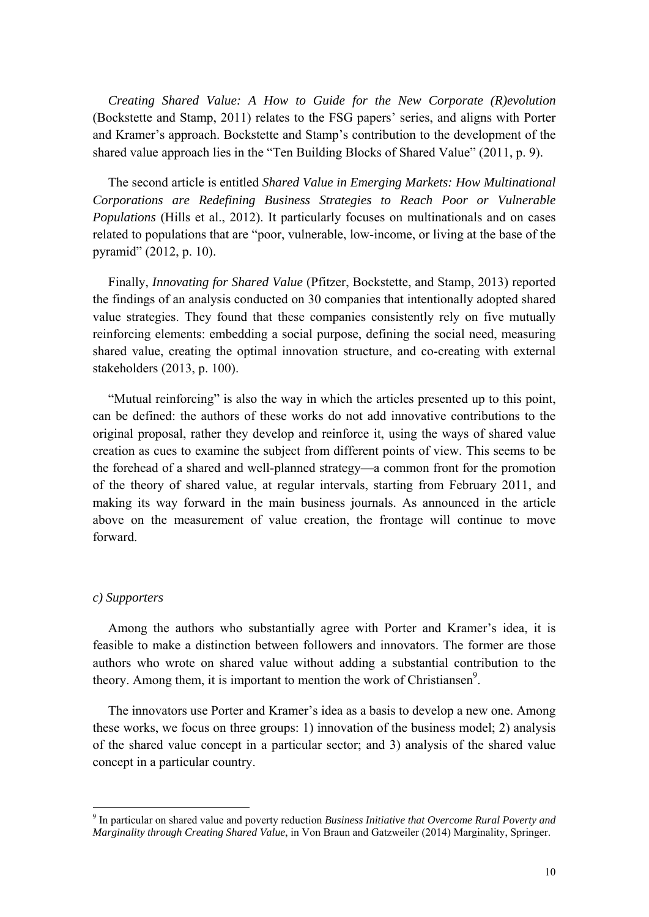*Creating Shared Value: A How to Guide for the New Corporate (R)evolution* (Bockstette and Stamp, 2011) relates to the FSG papers' series, and aligns with Porter and Kramer's approach. Bockstette and Stamp's contribution to the development of the shared value approach lies in the "Ten Building Blocks of Shared Value" (2011, p. 9).

The second article is entitled *Shared Value in Emerging Markets: How Multinational Corporations are Redefining Business Strategies to Reach Poor or Vulnerable Populations* (Hills et al., 2012). It particularly focuses on multinationals and on cases related to populations that are "poor, vulnerable, low-income, or living at the base of the pyramid" (2012, p. 10).

Finally, *Innovating for Shared Value* (Pfitzer, Bockstette, and Stamp, 2013) reported the findings of an analysis conducted on 30 companies that intentionally adopted shared value strategies. They found that these companies consistently rely on five mutually reinforcing elements: embedding a social purpose, defining the social need, measuring shared value, creating the optimal innovation structure, and co-creating with external stakeholders (2013, p. 100).

"Mutual reinforcing" is also the way in which the articles presented up to this point, can be defined: the authors of these works do not add innovative contributions to the original proposal, rather they develop and reinforce it, using the ways of shared value creation as cues to examine the subject from different points of view. This seems to be the forehead of a shared and well-planned strategy—a common front for the promotion of the theory of shared value, at regular intervals, starting from February 2011, and making its way forward in the main business journals. As announced in the article above on the measurement of value creation, the frontage will continue to move forward.

### *c) Supporters*

Among the authors who substantially agree with Porter and Kramer's idea, it is feasible to make a distinction between followers and innovators. The former are those authors who wrote on shared value without adding a substantial contribution to the theory. Among them, it is important to mention the work of Christiansen[9].

The innovators use Porter and Kramer's idea as a basis to develop a new one. Among these works, we focus on three groups: 1) innovation of the business model; 2) analysis of the shared value concept in a particular sector; and 3) analysis of the shared value concept in a particular country.

---

[9] In particular on shared value and poverty reduction *Business Initiative that Overcome Rural Poverty and Marginality through Creating Shared Value*, in Von Braun and Gatzweiler (2014) Marginality, Springer.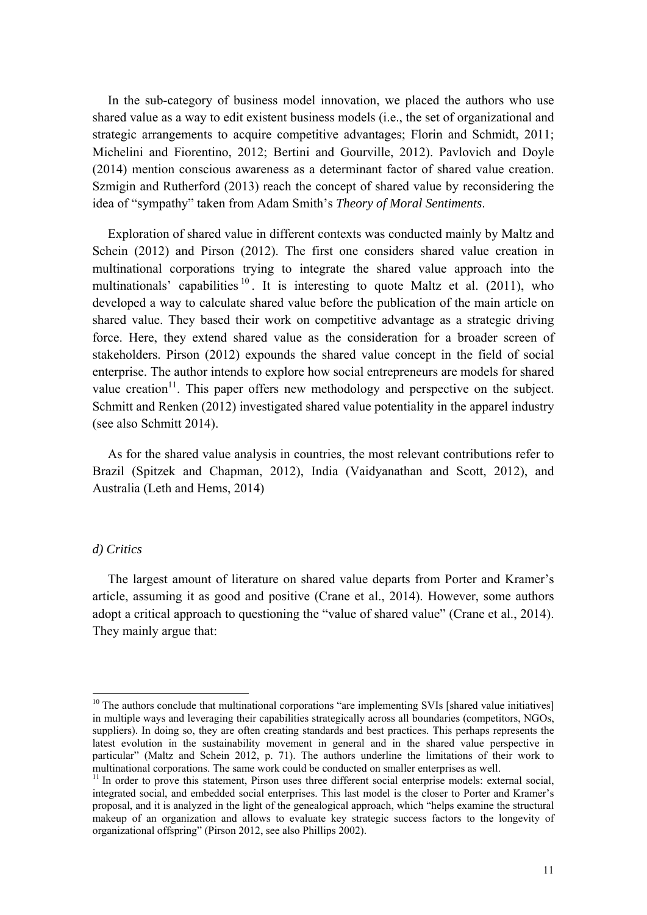In the sub-category of business model innovation, we placed the authors who use shared value as a way to edit existent business models (i.e., the set of organizational and strategic arrangements to acquire competitive advantages; Florin and Schmidt, 2011; Michelini and Fiorentino, 2012; Bertini and Gourville, 2012). Pavlovich and Doyle (2014) mention conscious awareness as a determinant factor of shared value creation. Szmigin and Rutherford (2013) reach the concept of shared value by reconsidering the idea of "sympathy" taken from Adam Smith's *Theory of Moral Sentiments*.

Exploration of shared value in different contexts was conducted mainly by Maltz and Schein (2012) and Pirson (2012). The first one considers shared value creation in multinational corporations trying to integrate the shared value approach into the multinationals' capabilities [10]. It is interesting to quote Maltz et al. (2011), who developed a way to calculate shared value before the publication of the main article on shared value. They based their work on competitive advantage as a strategic driving force. Here, they extend shared value as the consideration for a broader screen of stakeholders. Pirson (2012) expounds the shared value concept in the field of social enterprise. The author intends to explore how social entrepreneurs are models for shared value creation[11]. This paper offers new methodology and perspective on the subject. Schmitt and Renken (2012) investigated shared value potentiality in the apparel industry (see also Schmitt 2014).

As for the shared value analysis in countries, the most relevant contributions refer to Brazil (Spitzek and Chapman, 2012), India (Vaidyanathan and Scott, 2012), and Australia (Leth and Hems, 2014)

*d) Critics*

The largest amount of literature on shared value departs from Porter and Kramer's article, assuming it as good and positive (Crane et al., 2014). However, some authors adopt a critical approach to questioning the "value of shared value" (Crane et al., 2014). They mainly argue that:

---

[10] The authors conclude that multinational corporations "are implementing SVIs [shared value initiatives] in multiple ways and leveraging their capabilities strategically across all boundaries (competitors, NGOs, suppliers). In doing so, they are often creating standards and best practices. This perhaps represents the latest evolution in the sustainability movement in general and in the shared value perspective in particular" (Maltz and Schein 2012, p. 71). The authors underline the limitations of their work to multinational corporations. The same work could be conducted on smaller enterprises as well.

[11] In order to prove this statement, Pirson uses three different social enterprise models: external social, integrated social, and embedded social enterprises. This last model is the closer to Porter and Kramer's proposal, and it is analyzed in the light of the genealogical approach, which "helps examine the structural makeup of an organization and allows to evaluate key strategic success factors to the longevity of organizational offspring" (Pirson 2012, see also Phillips 2002).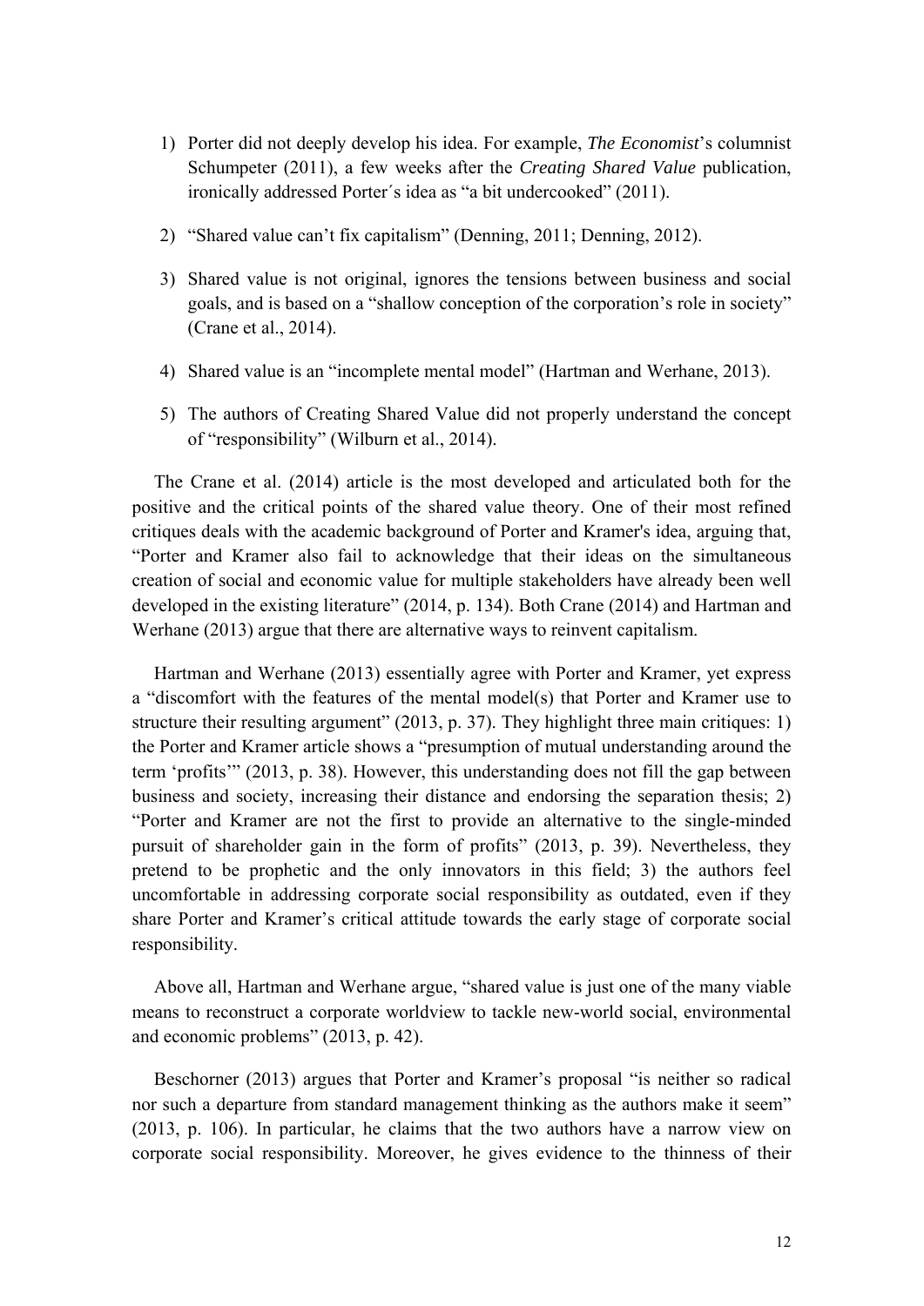1) Porter did not deeply develop his idea. For example, *The Economist*'s columnist Schumpeter (2011), a few weeks after the *Creating Shared Value* publication, ironically addressed Porter´s idea as "a bit undercooked" (2011).

2) "Shared value can't fix capitalism" (Denning, 2011; Denning, 2012).

3) Shared value is not original, ignores the tensions between business and social goals, and is based on a "shallow conception of the corporation's role in society" (Crane et al., 2014).

4) Shared value is an "incomplete mental model" (Hartman and Werhane, 2013).

5) The authors of Creating Shared Value did not properly understand the concept of "responsibility" (Wilburn et al., 2014).

The Crane et al. (2014) article is the most developed and articulated both for the positive and the critical points of the shared value theory. One of their most refined critiques deals with the academic background of Porter and Kramer's idea, arguing that, "Porter and Kramer also fail to acknowledge that their ideas on the simultaneous creation of social and economic value for multiple stakeholders have already been well developed in the existing literature" (2014, p. 134). Both Crane (2014) and Hartman and Werhane (2013) argue that there are alternative ways to reinvent capitalism.

Hartman and Werhane (2013) essentially agree with Porter and Kramer, yet express a "discomfort with the features of the mental model(s) that Porter and Kramer use to structure their resulting argument" (2013, p. 37). They highlight three main critiques: 1) the Porter and Kramer article shows a "presumption of mutual understanding around the term 'profits'" (2013, p. 38). However, this understanding does not fill the gap between business and society, increasing their distance and endorsing the separation thesis; 2) "Porter and Kramer are not the first to provide an alternative to the single-minded pursuit of shareholder gain in the form of profits" (2013, p. 39). Nevertheless, they pretend to be prophetic and the only innovators in this field; 3) the authors feel uncomfortable in addressing corporate social responsibility as outdated, even if they share Porter and Kramer's critical attitude towards the early stage of corporate social responsibility.

Above all, Hartman and Werhane argue, "shared value is just one of the many viable means to reconstruct a corporate worldview to tackle new-world social, environmental and economic problems" (2013, p. 42).

Beschorner (2013) argues that Porter and Kramer's proposal "is neither so radical nor such a departure from standard management thinking as the authors make it seem" (2013, p. 106). In particular, he claims that the two authors have a narrow view on corporate social responsibility. Moreover, he gives evidence to the thinness of their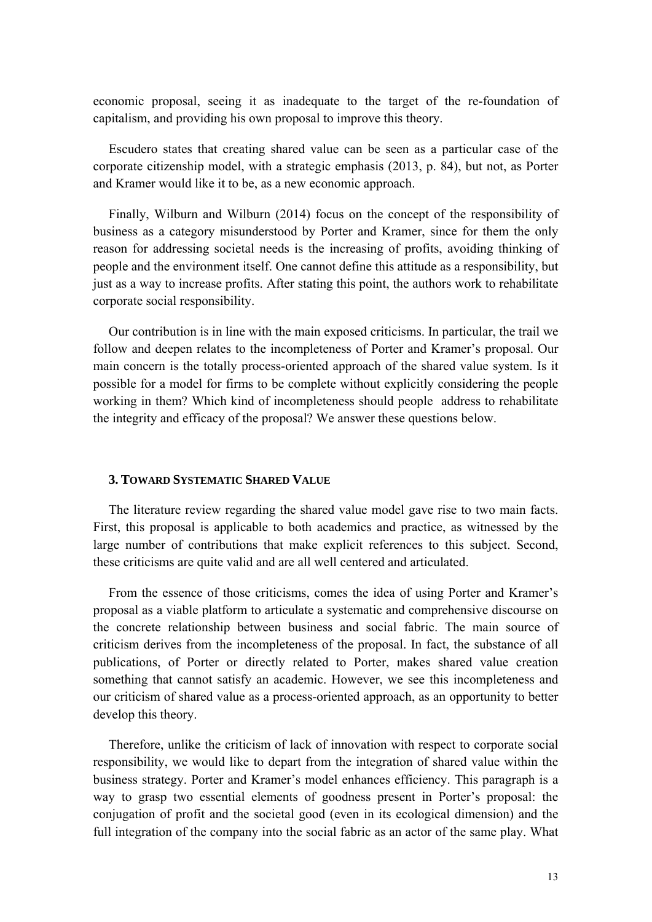economic proposal, seeing it as inadequate to the target of the re-foundation of capitalism, and providing his own proposal to improve this theory.

Escudero states that creating shared value can be seen as a particular case of the corporate citizenship model, with a strategic emphasis (2013, p. 84), but not, as Porter and Kramer would like it to be, as a new economic approach.

Finally, Wilburn and Wilburn (2014) focus on the concept of the responsibility of business as a category misunderstood by Porter and Kramer, since for them the only reason for addressing societal needs is the increasing of profits, avoiding thinking of people and the environment itself. One cannot define this attitude as a responsibility, but just as a way to increase profits. After stating this point, the authors work to rehabilitate corporate social responsibility.

Our contribution is in line with the main exposed criticisms. In particular, the trail we follow and deepen relates to the incompleteness of Porter and Kramer's proposal. Our main concern is the totally process-oriented approach of the shared value system. Is it possible for a model for firms to be complete without explicitly considering the people working in them? Which kind of incompleteness should people address to rehabilitate the integrity and efficacy of the proposal? We answer these questions below.

## 3. Toward Systematic Shared Value

The literature review regarding the shared value model gave rise to two main facts. First, this proposal is applicable to both academics and practice, as witnessed by the large number of contributions that make explicit references to this subject. Second, these criticisms are quite valid and are all well centered and articulated.

From the essence of those criticisms, comes the idea of using Porter and Kramer's proposal as a viable platform to articulate a systematic and comprehensive discourse on the concrete relationship between business and social fabric. The main source of criticism derives from the incompleteness of the proposal. In fact, the substance of all publications, of Porter or directly related to Porter, makes shared value creation something that cannot satisfy an academic. However, we see this incompleteness and our criticism of shared value as a process-oriented approach, as an opportunity to better develop this theory.

Therefore, unlike the criticism of lack of innovation with respect to corporate social responsibility, we would like to depart from the integration of shared value within the business strategy. Porter and Kramer's model enhances efficiency. This paragraph is a way to grasp two essential elements of goodness present in Porter's proposal: the conjugation of profit and the societal good (even in its ecological dimension) and the full integration of the company into the social fabric as an actor of the same play. What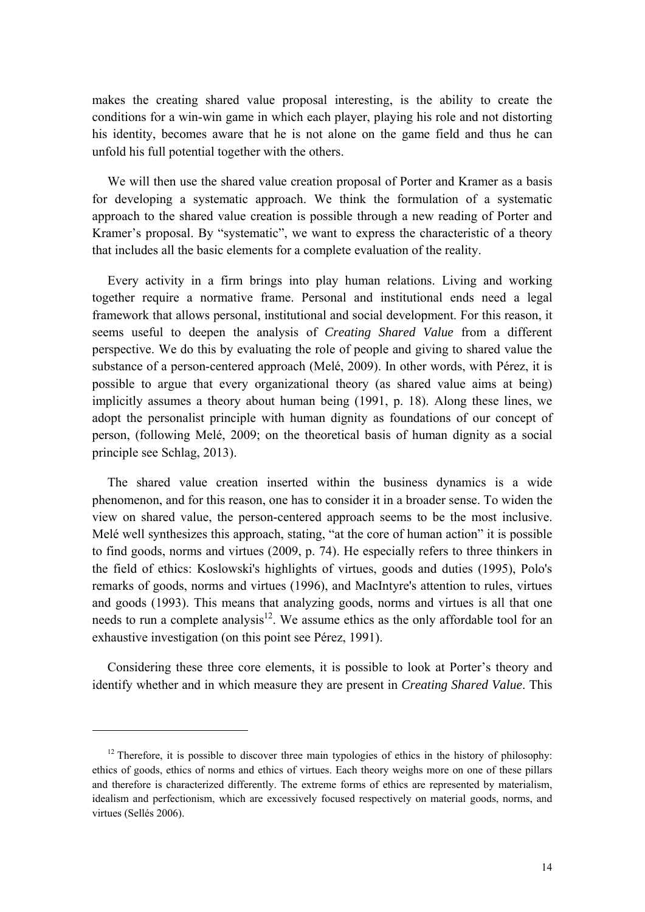makes the creating shared value proposal interesting, is the ability to create the conditions for a win-win game in which each player, playing his role and not distorting his identity, becomes aware that he is not alone on the game field and thus he can unfold his full potential together with the others.

We will then use the shared value creation proposal of Porter and Kramer as a basis for developing a systematic approach. We think the formulation of a systematic approach to the shared value creation is possible through a new reading of Porter and Kramer's proposal. By "systematic", we want to express the characteristic of a theory that includes all the basic elements for a complete evaluation of the reality.

Every activity in a firm brings into play human relations. Living and working together require a normative frame. Personal and institutional ends need a legal framework that allows personal, institutional and social development. For this reason, it seems useful to deepen the analysis of *Creating Shared Value* from a different perspective. We do this by evaluating the role of people and giving to shared value the substance of a person-centered approach (Melé, 2009). In other words, with Pérez, it is possible to argue that every organizational theory (as shared value aims at being) implicitly assumes a theory about human being (1991, p. 18). Along these lines, we adopt the personalist principle with human dignity as foundations of our concept of person, (following Melé, 2009; on the theoretical basis of human dignity as a social principle see Schlag, 2013).

The shared value creation inserted within the business dynamics is a wide phenomenon, and for this reason, one has to consider it in a broader sense. To widen the view on shared value, the person-centered approach seems to be the most inclusive. Melé well synthesizes this approach, stating, "at the core of human action" it is possible to find goods, norms and virtues (2009, p. 74). He especially refers to three thinkers in the field of ethics: Koslowski's highlights of virtues, goods and duties (1995), Polo's remarks of goods, norms and virtues (1996), and MacIntyre's attention to rules, virtues and goods (1993). This means that analyzing goods, norms and virtues is all that one needs to run a complete analysis[12]. We assume ethics as the only affordable tool for an exhaustive investigation (on this point see Pérez, 1991).

Considering these three core elements, it is possible to look at Porter's theory and identify whether and in which measure they are present in *Creating Shared Value*. This

[12] Therefore, it is possible to discover three main typologies of ethics in the history of philosophy: ethics of goods, ethics of norms and ethics of virtues. Each theory weighs more on one of these pillars and therefore is characterized differently. The extreme forms of ethics are represented by materialism, idealism and perfectionism, which are excessively focused respectively on material goods, norms, and virtues (Sellés 2006).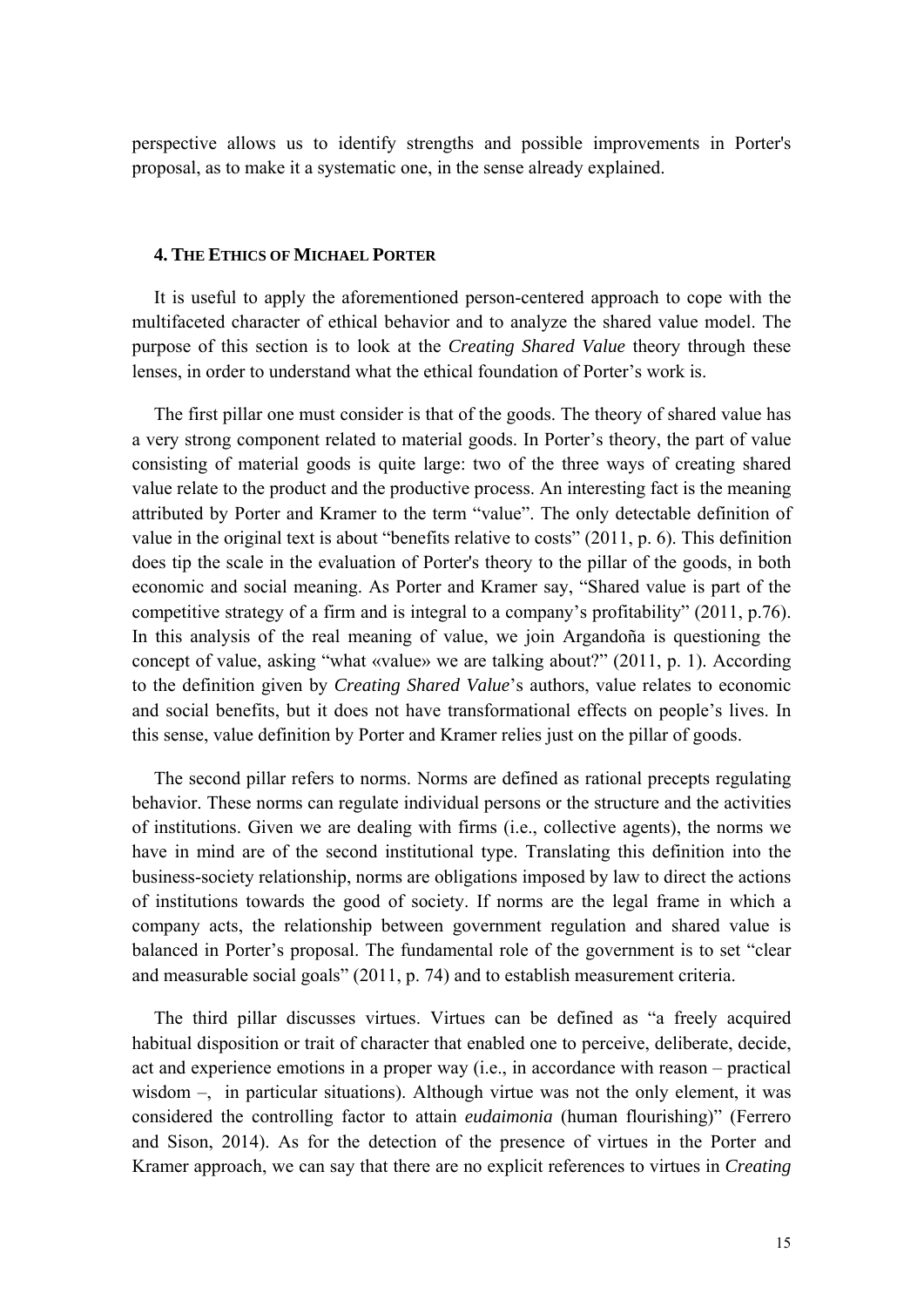perspective allows us to identify strengths and possible improvements in Porter's proposal, as to make it a systematic one, in the sense already explained.

## 4. The Ethics of Michael Porter

It is useful to apply the aforementioned person-centered approach to cope with the multifaceted character of ethical behavior and to analyze the shared value model. The purpose of this section is to look at the *Creating Shared Value* theory through these lenses, in order to understand what the ethical foundation of Porter's work is.

The first pillar one must consider is that of the goods. The theory of shared value has a very strong component related to material goods. In Porter's theory, the part of value consisting of material goods is quite large: two of the three ways of creating shared value relate to the product and the productive process. An interesting fact is the meaning attributed by Porter and Kramer to the term "value". The only detectable definition of value in the original text is about "benefits relative to costs" (2011, p. 6). This definition does tip the scale in the evaluation of Porter's theory to the pillar of the goods, in both economic and social meaning. As Porter and Kramer say, "Shared value is part of the competitive strategy of a firm and is integral to a company's profitability" (2011, p.76). In this analysis of the real meaning of value, we join Argandoña is questioning the concept of value, asking "what «value» we are talking about?" (2011, p. 1). According to the definition given by *Creating Shared Value*'s authors, value relates to economic and social benefits, but it does not have transformational effects on people's lives. In this sense, value definition by Porter and Kramer relies just on the pillar of goods.

The second pillar refers to norms. Norms are defined as rational precepts regulating behavior. These norms can regulate individual persons or the structure and the activities of institutions. Given we are dealing with firms (i.e., collective agents), the norms we have in mind are of the second institutional type. Translating this definition into the business-society relationship, norms are obligations imposed by law to direct the actions of institutions towards the good of society. If norms are the legal frame in which a company acts, the relationship between government regulation and shared value is balanced in Porter's proposal. The fundamental role of the government is to set "clear and measurable social goals" (2011, p. 74) and to establish measurement criteria.

The third pillar discusses virtues. Virtues can be defined as "a freely acquired habitual disposition or trait of character that enabled one to perceive, deliberate, decide, act and experience emotions in a proper way (i.e., in accordance with reason – practical wisdom –, in particular situations). Although virtue was not the only element, it was considered the controlling factor to attain *eudaimonia* (human flourishing)" (Ferrero and Sison, 2014). As for the detection of the presence of virtues in the Porter and Kramer approach, we can say that there are no explicit references to virtues in *Creating*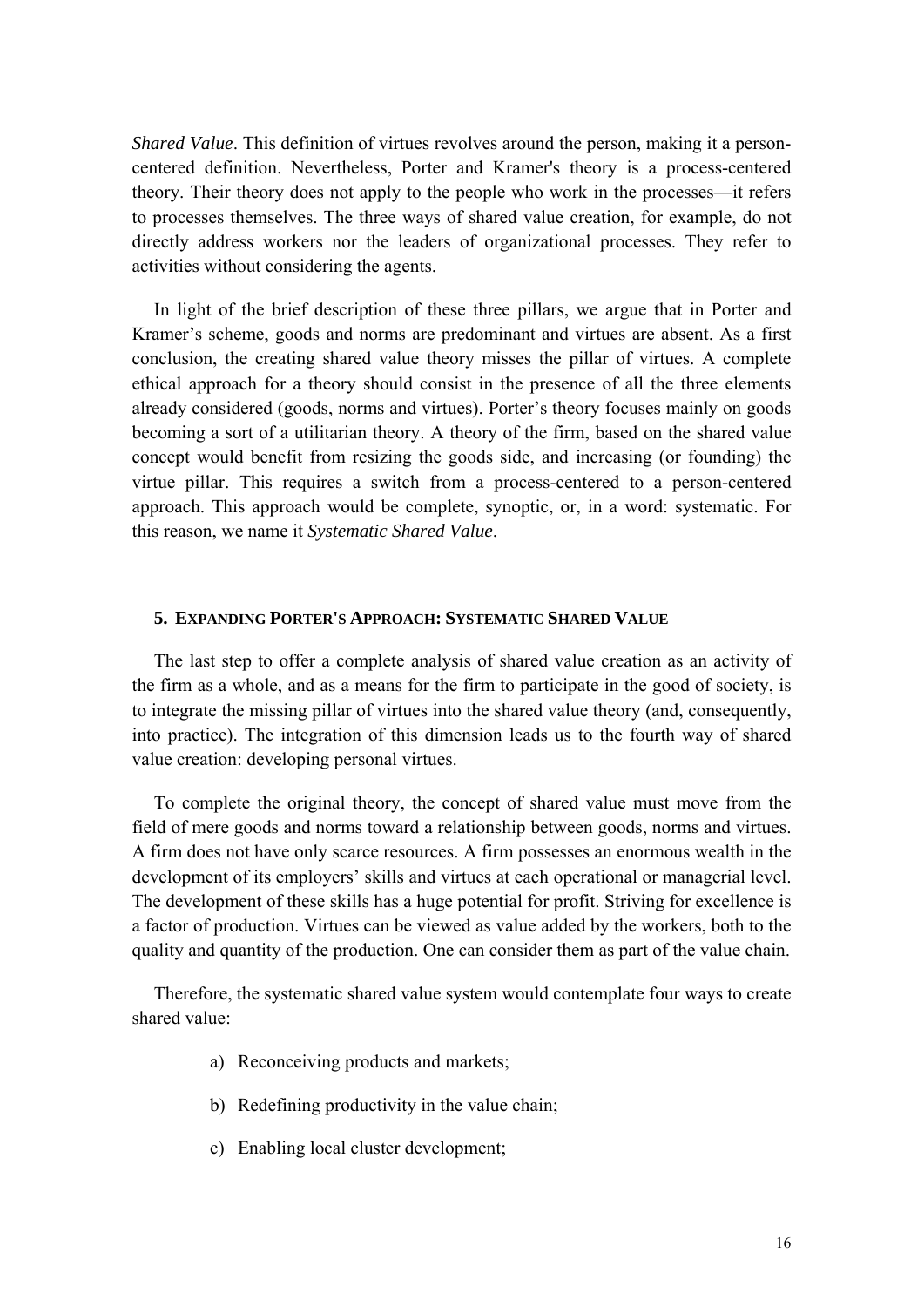*Shared Value*. This definition of virtues revolves around the person, making it a person-centered definition. Nevertheless, Porter and Kramer's theory is a process-centered theory. Their theory does not apply to the people who work in the processes—it refers to processes themselves. The three ways of shared value creation, for example, do not directly address workers nor the leaders of organizational processes. They refer to activities without considering the agents.

In light of the brief description of these three pillars, we argue that in Porter and Kramer's scheme, goods and norms are predominant and virtues are absent. As a first conclusion, the creating shared value theory misses the pillar of virtues. A complete ethical approach for a theory should consist in the presence of all the three elements already considered (goods, norms and virtues). Porter's theory focuses mainly on goods becoming a sort of a utilitarian theory. A theory of the firm, based on the shared value concept would benefit from resizing the goods side, and increasing (or founding) the virtue pillar. This requires a switch from a process-centered to a person-centered approach. This approach would be complete, synoptic, or, in a word: systematic. For this reason, we name it *Systematic Shared Value*.

## 5. EXPANDING PORTER'S APPROACH: SYSTEMATIC SHARED VALUE

The last step to offer a complete analysis of shared value creation as an activity of the firm as a whole, and as a means for the firm to participate in the good of society, is to integrate the missing pillar of virtues into the shared value theory (and, consequently, into practice). The integration of this dimension leads us to the fourth way of shared value creation: developing personal virtues.

To complete the original theory, the concept of shared value must move from the field of mere goods and norms toward a relationship between goods, norms and virtues. A firm does not have only scarce resources. A firm possesses an enormous wealth in the development of its employers' skills and virtues at each operational or managerial level. The development of these skills has a huge potential for profit. Striving for excellence is a factor of production. Virtues can be viewed as value added by the workers, both to the quality and quantity of the production. One can consider them as part of the value chain.

Therefore, the systematic shared value system would contemplate four ways to create shared value:

a) Reconceiving products and markets;

b) Redefining productivity in the value chain;

c) Enabling local cluster development;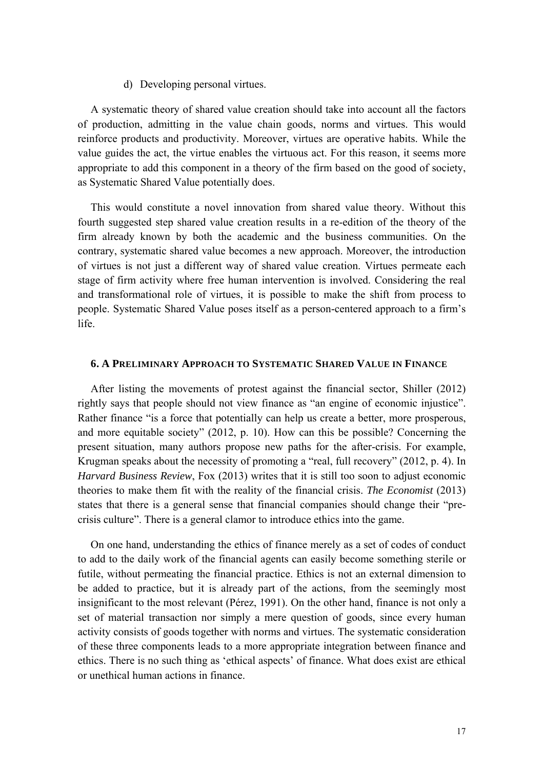d) Developing personal virtues.

A systematic theory of shared value creation should take into account all the factors of production, admitting in the value chain goods, norms and virtues. This would reinforce products and productivity. Moreover, virtues are operative habits. While the value guides the act, the virtue enables the virtuous act. For this reason, it seems more appropriate to add this component in a theory of the firm based on the good of society, as Systematic Shared Value potentially does.

This would constitute a novel innovation from shared value theory. Without this fourth suggested step shared value creation results in a re-edition of the theory of the firm already known by both the academic and the business communities. On the contrary, systematic shared value becomes a new approach. Moreover, the introduction of virtues is not just a different way of shared value creation. Virtues permeate each stage of firm activity where free human intervention is involved. Considering the real and transformational role of virtues, it is possible to make the shift from process to people. Systematic Shared Value poses itself as a person-centered approach to a firm's life.

## 6. A Preliminary Approach to Systematic Shared Value in Finance

After listing the movements of protest against the financial sector, Shiller (2012) rightly says that people should not view finance as "an engine of economic injustice". Rather finance "is a force that potentially can help us create a better, more prosperous, and more equitable society" (2012, p. 10). How can this be possible? Concerning the present situation, many authors propose new paths for the after-crisis. For example, Krugman speaks about the necessity of promoting a "real, full recovery" (2012, p. 4). In *Harvard Business Review*, Fox (2013) writes that it is still too soon to adjust economic theories to make them fit with the reality of the financial crisis. *The Economist* (2013) states that there is a general sense that financial companies should change their "pre-crisis culture". There is a general clamor to introduce ethics into the game.

On one hand, understanding the ethics of finance merely as a set of codes of conduct to add to the daily work of the financial agents can easily become something sterile or futile, without permeating the financial practice. Ethics is not an external dimension to be added to practice, but it is already part of the actions, from the seemingly most insignificant to the most relevant (Pérez, 1991). On the other hand, finance is not only a set of material transaction nor simply a mere question of goods, since every human activity consists of goods together with norms and virtues. The systematic consideration of these three components leads to a more appropriate integration between finance and ethics. There is no such thing as 'ethical aspects' of finance. What does exist are ethical or unethical human actions in finance.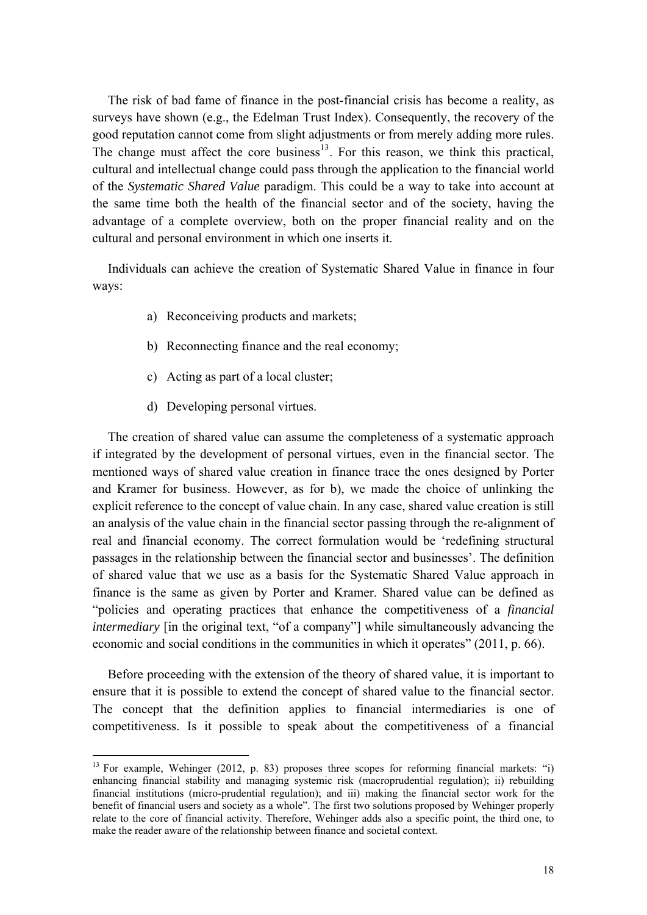The risk of bad fame of finance in the post-financial crisis has become a reality, as surveys have shown (e.g., the Edelman Trust Index). Consequently, the recovery of the good reputation cannot come from slight adjustments or from merely adding more rules. The change must affect the core business[13]. For this reason, we think this practical, cultural and intellectual change could pass through the application to the financial world of the *Systematic Shared Value* paradigm. This could be a way to take into account at the same time both the health of the financial sector and of the society, having the advantage of a complete overview, both on the proper financial reality and on the cultural and personal environment in which one inserts it.

Individuals can achieve the creation of Systematic Shared Value in finance in four ways:

a) Reconceiving products and markets;

b) Reconnecting finance and the real economy;

c) Acting as part of a local cluster;

d) Developing personal virtues.

The creation of shared value can assume the completeness of a systematic approach if integrated by the development of personal virtues, even in the financial sector. The mentioned ways of shared value creation in finance trace the ones designed by Porter and Kramer for business. However, as for b), we made the choice of unlinking the explicit reference to the concept of value chain. In any case, shared value creation is still an analysis of the value chain in the financial sector passing through the re-alignment of real and financial economy. The correct formulation would be 'redefining structural passages in the relationship between the financial sector and businesses'. The definition of shared value that we use as a basis for the Systematic Shared Value approach in finance is the same as given by Porter and Kramer. Shared value can be defined as "policies and operating practices that enhance the competitiveness of a *financial intermediary* [in the original text, "of a company"] while simultaneously advancing the economic and social conditions in the communities in which it operates" (2011, p. 66).

Before proceeding with the extension of the theory of shared value, it is important to ensure that it is possible to extend the concept of shared value to the financial sector. The concept that the definition applies to financial intermediaries is one of competitiveness. Is it possible to speak about the competitiveness of a financial

[13] For example, Wehinger (2012, p. 83) proposes three scopes for reforming financial markets: "i) enhancing financial stability and managing systemic risk (macroprudential regulation); ii) rebuilding financial institutions (micro-prudential regulation); and iii) making the financial sector work for the benefit of financial users and society as a whole". The first two solutions proposed by Wehinger properly relate to the core of financial activity. Therefore, Wehinger adds also a specific point, the third one, to make the reader aware of the relationship between finance and societal context.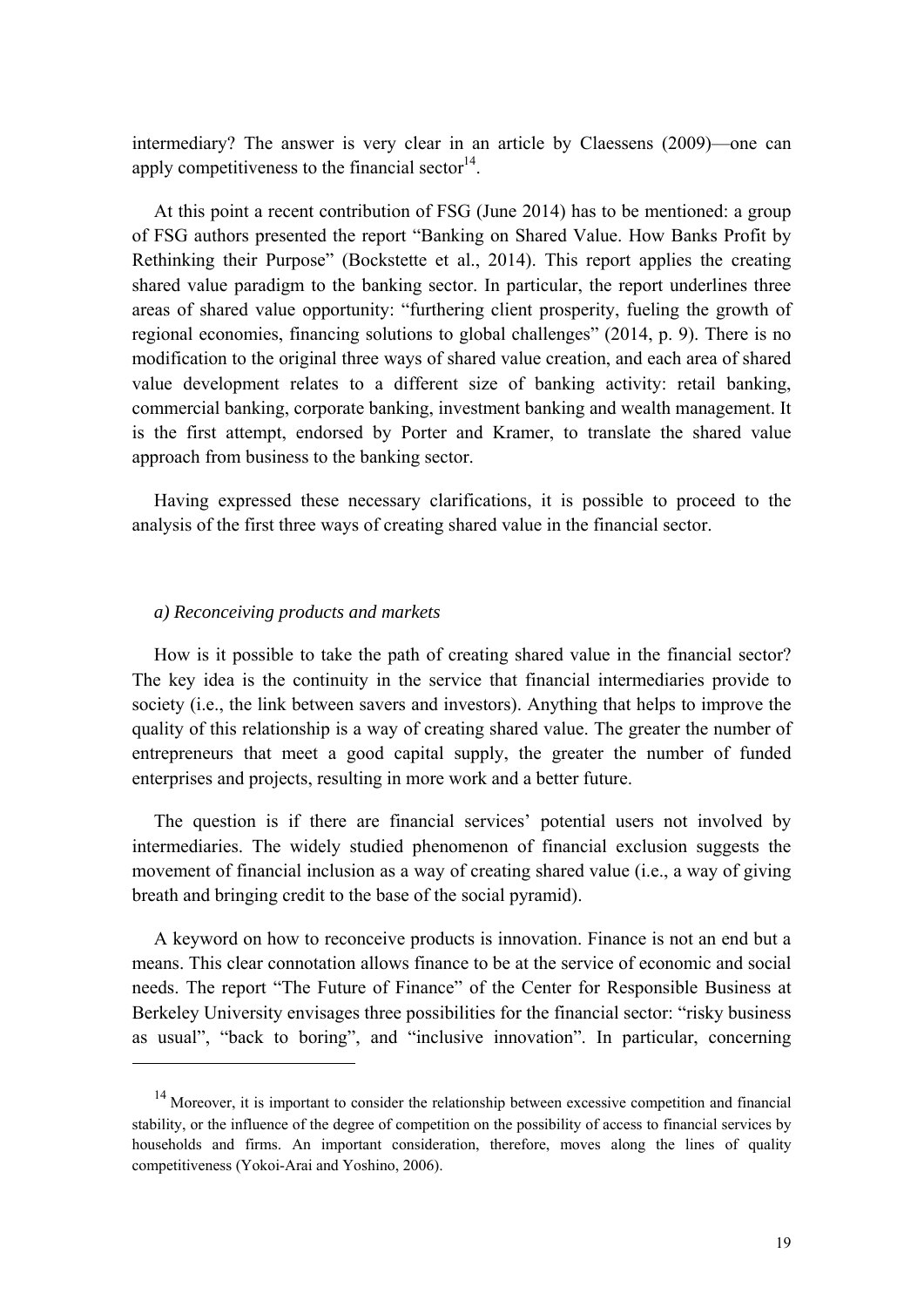intermediary? The answer is very clear in an article by Claessens (2009)—one can apply competitiveness to the financial sector[14].

At this point a recent contribution of FSG (June 2014) has to be mentioned: a group of FSG authors presented the report "Banking on Shared Value. How Banks Profit by Rethinking their Purpose" (Bockstette et al., 2014). This report applies the creating shared value paradigm to the banking sector. In particular, the report underlines three areas of shared value opportunity: "furthering client prosperity, fueling the growth of regional economies, financing solutions to global challenges" (2014, p. 9). There is no modification to the original three ways of shared value creation, and each area of shared value development relates to a different size of banking activity: retail banking, commercial banking, corporate banking, investment banking and wealth management. It is the first attempt, endorsed by Porter and Kramer, to translate the shared value approach from business to the banking sector.

Having expressed these necessary clarifications, it is possible to proceed to the analysis of the first three ways of creating shared value in the financial sector.

*a) Reconceiving products and markets*

How is it possible to take the path of creating shared value in the financial sector? The key idea is the continuity in the service that financial intermediaries provide to society (i.e., the link between savers and investors). Anything that helps to improve the quality of this relationship is a way of creating shared value. The greater the number of entrepreneurs that meet a good capital supply, the greater the number of funded enterprises and projects, resulting in more work and a better future.

The question is if there are financial services' potential users not involved by intermediaries. The widely studied phenomenon of financial exclusion suggests the movement of financial inclusion as a way of creating shared value (i.e., a way of giving breath and bringing credit to the base of the social pyramid).

A keyword on how to reconceive products is innovation. Finance is not an end but a means. This clear connotation allows finance to be at the service of economic and social needs. The report "The Future of Finance" of the Center for Responsible Business at Berkeley University envisages three possibilities for the financial sector: "risky business as usual", "back to boring", and "inclusive innovation". In particular, concerning

[14] Moreover, it is important to consider the relationship between excessive competition and financial stability, or the influence of the degree of competition on the possibility of access to financial services by households and firms. An important consideration, therefore, moves along the lines of quality competitiveness (Yokoi-Arai and Yoshino, 2006).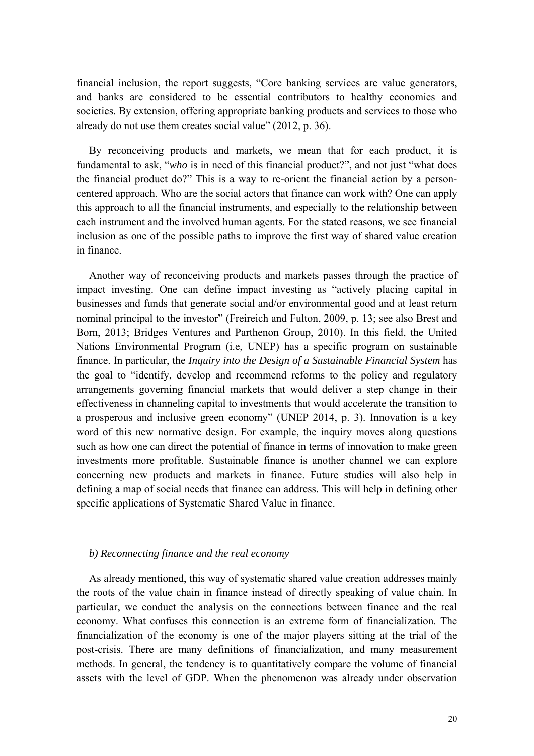financial inclusion, the report suggests, "Core banking services are value generators, and banks are considered to be essential contributors to healthy economies and societies. By extension, offering appropriate banking products and services to those who already do not use them creates social value" (2012, p. 36).

By reconceiving products and markets, we mean that for each product, it is fundamental to ask, "*who* is in need of this financial product?", and not just "what does the financial product do?" This is a way to re-orient the financial action by a person-centered approach. Who are the social actors that finance can work with? One can apply this approach to all the financial instruments, and especially to the relationship between each instrument and the involved human agents. For the stated reasons, we see financial inclusion as one of the possible paths to improve the first way of shared value creation in finance.

Another way of reconceiving products and markets passes through the practice of impact investing. One can define impact investing as "actively placing capital in businesses and funds that generate social and/or environmental good and at least return nominal principal to the investor" (Freireich and Fulton, 2009, p. 13; see also Brest and Born, 2013; Bridges Ventures and Parthenon Group, 2010). In this field, the United Nations Environmental Program (i.e, UNEP) has a specific program on sustainable finance. In particular, the *Inquiry into the Design of a Sustainable Financial System* has the goal to "identify, develop and recommend reforms to the policy and regulatory arrangements governing financial markets that would deliver a step change in their effectiveness in channeling capital to investments that would accelerate the transition to a prosperous and inclusive green economy" (UNEP 2014, p. 3). Innovation is a key word of this new normative design. For example, the inquiry moves along questions such as how one can direct the potential of finance in terms of innovation to make green investments more profitable. Sustainable finance is another channel we can explore concerning new products and markets in finance. Future studies will also help in defining a map of social needs that finance can address. This will help in defining other specific applications of Systematic Shared Value in finance.

*b) Reconnecting finance and the real economy*

As already mentioned, this way of systematic shared value creation addresses mainly the roots of the value chain in finance instead of directly speaking of value chain. In particular, we conduct the analysis on the connections between finance and the real economy. What confuses this connection is an extreme form of financialization. The financialization of the economy is one of the major players sitting at the trial of the post-crisis. There are many definitions of financialization, and many measurement methods. In general, the tendency is to quantitatively compare the volume of financial assets with the level of GDP. When the phenomenon was already under observation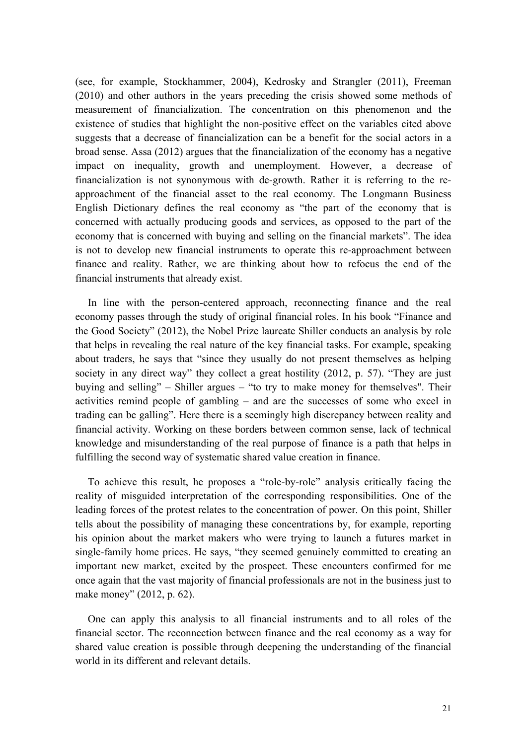(see, for example, Stockhammer, 2004), Kedrosky and Strangler (2011), Freeman (2010) and other authors in the years preceding the crisis showed some methods of measurement of financialization. The concentration on this phenomenon and the existence of studies that highlight the non-positive effect on the variables cited above suggests that a decrease of financialization can be a benefit for the social actors in a broad sense. Assa (2012) argues that the financialization of the economy has a negative impact on inequality, growth and unemployment. However, a decrease of financialization is not synonymous with de-growth. Rather it is referring to the re-approachment of the financial asset to the real economy. The Longmann Business English Dictionary defines the real economy as "the part of the economy that is concerned with actually producing goods and services, as opposed to the part of the economy that is concerned with buying and selling on the financial markets". The idea is not to develop new financial instruments to operate this re-approachment between finance and reality. Rather, we are thinking about how to refocus the end of the financial instruments that already exist.

In line with the person-centered approach, reconnecting finance and the real economy passes through the study of original financial roles. In his book "Finance and the Good Society" (2012), the Nobel Prize laureate Shiller conducts an analysis by role that helps in revealing the real nature of the key financial tasks. For example, speaking about traders, he says that "since they usually do not present themselves as helping society in any direct way" they collect a great hostility (2012, p. 57). "They are just buying and selling" – Shiller argues – "to try to make money for themselves". Their activities remind people of gambling – and are the successes of some who excel in trading can be galling". Here there is a seemingly high discrepancy between reality and financial activity. Working on these borders between common sense, lack of technical knowledge and misunderstanding of the real purpose of finance is a path that helps in fulfilling the second way of systematic shared value creation in finance.

To achieve this result, he proposes a "role-by-role" analysis critically facing the reality of misguided interpretation of the corresponding responsibilities. One of the leading forces of the protest relates to the concentration of power. On this point, Shiller tells about the possibility of managing these concentrations by, for example, reporting his opinion about the market makers who were trying to launch a futures market in single-family home prices. He says, "they seemed genuinely committed to creating an important new market, excited by the prospect. These encounters confirmed for me once again that the vast majority of financial professionals are not in the business just to make money" (2012, p. 62).

One can apply this analysis to all financial instruments and to all roles of the financial sector. The reconnection between finance and the real economy as a way for shared value creation is possible through deepening the understanding of the financial world in its different and relevant details.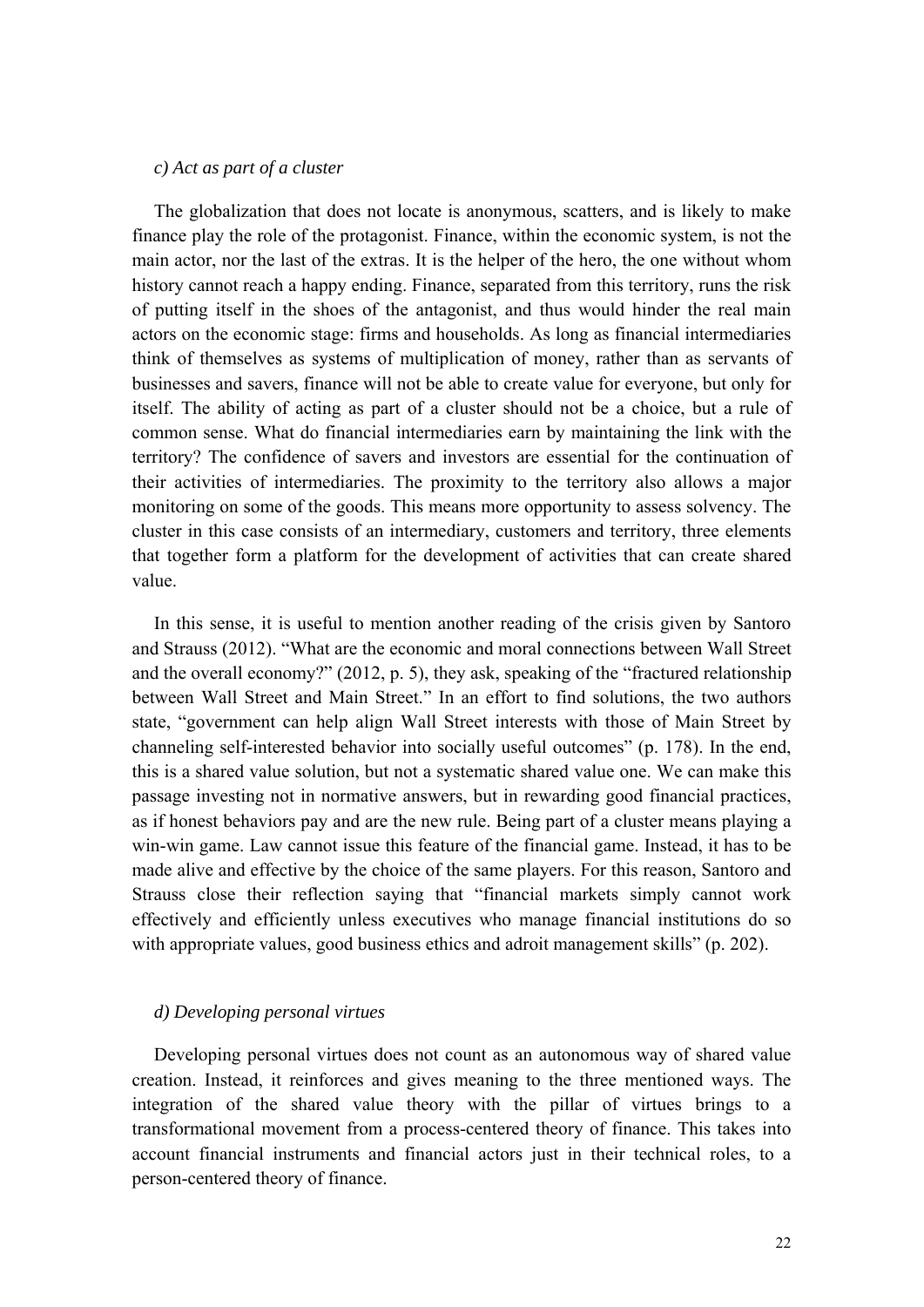*c) Act as part of a cluster*

The globalization that does not locate is anonymous, scatters, and is likely to make finance play the role of the protagonist. Finance, within the economic system, is not the main actor, nor the last of the extras. It is the helper of the hero, the one without whom history cannot reach a happy ending. Finance, separated from this territory, runs the risk of putting itself in the shoes of the antagonist, and thus would hinder the real main actors on the economic stage: firms and households. As long as financial intermediaries think of themselves as systems of multiplication of money, rather than as servants of businesses and savers, finance will not be able to create value for everyone, but only for itself. The ability of acting as part of a cluster should not be a choice, but a rule of common sense. What do financial intermediaries earn by maintaining the link with the territory? The confidence of savers and investors are essential for the continuation of their activities of intermediaries. The proximity to the territory also allows a major monitoring on some of the goods. This means more opportunity to assess solvency. The cluster in this case consists of an intermediary, customers and territory, three elements that together form a platform for the development of activities that can create shared value.

In this sense, it is useful to mention another reading of the crisis given by Santoro and Strauss (2012). "What are the economic and moral connections between Wall Street and the overall economy?" (2012, p. 5), they ask, speaking of the "fractured relationship between Wall Street and Main Street." In an effort to find solutions, the two authors state, "government can help align Wall Street interests with those of Main Street by channeling self-interested behavior into socially useful outcomes" (p. 178). In the end, this is a shared value solution, but not a systematic shared value one. We can make this passage investing not in normative answers, but in rewarding good financial practices, as if honest behaviors pay and are the new rule. Being part of a cluster means playing a win-win game. Law cannot issue this feature of the financial game. Instead, it has to be made alive and effective by the choice of the same players. For this reason, Santoro and Strauss close their reflection saying that "financial markets simply cannot work effectively and efficiently unless executives who manage financial institutions do so with appropriate values, good business ethics and adroit management skills" (p. 202).

*d) Developing personal virtues*

Developing personal virtues does not count as an autonomous way of shared value creation. Instead, it reinforces and gives meaning to the three mentioned ways. The integration of the shared value theory with the pillar of virtues brings to a transformational movement from a process-centered theory of finance. This takes into account financial instruments and financial actors just in their technical roles, to a person-centered theory of finance.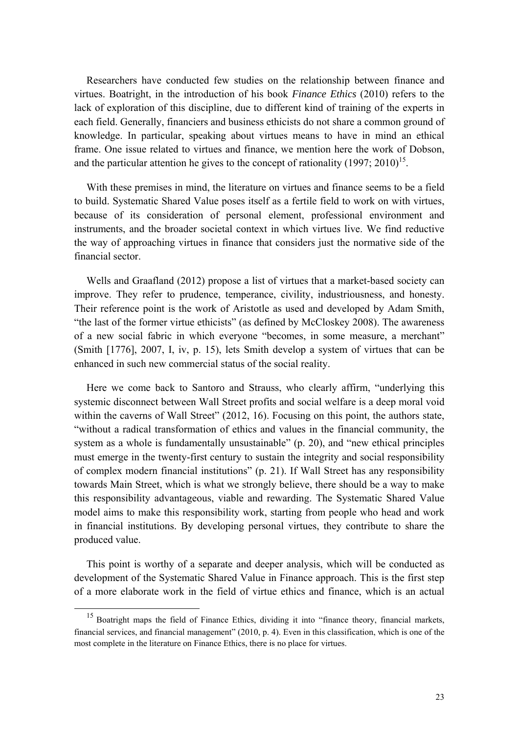Researchers have conducted few studies on the relationship between finance and virtues. Boatright, in the introduction of his book *Finance Ethics* (2010) refers to the lack of exploration of this discipline, due to different kind of training of the experts in each field. Generally, financiers and business ethicists do not share a common ground of knowledge. In particular, speaking about virtues means to have in mind an ethical frame. One issue related to virtues and finance, we mention here the work of Dobson, and the particular attention he gives to the concept of rationality (1997; 2010)[15].

With these premises in mind, the literature on virtues and finance seems to be a field to build. Systematic Shared Value poses itself as a fertile field to work on with virtues, because of its consideration of personal element, professional environment and instruments, and the broader societal context in which virtues live. We find reductive the way of approaching virtues in finance that considers just the normative side of the financial sector.

Wells and Graafland (2012) propose a list of virtues that a market-based society can improve. They refer to prudence, temperance, civility, industriousness, and honesty. Their reference point is the work of Aristotle as used and developed by Adam Smith, "the last of the former virtue ethicists" (as defined by McCloskey 2008). The awareness of a new social fabric in which everyone "becomes, in some measure, a merchant" (Smith [1776], 2007, I, iv, p. 15), lets Smith develop a system of virtues that can be enhanced in such new commercial status of the social reality.

Here we come back to Santoro and Strauss, who clearly affirm, "underlying this systemic disconnect between Wall Street profits and social welfare is a deep moral void within the caverns of Wall Street" (2012, 16). Focusing on this point, the authors state, "without a radical transformation of ethics and values in the financial community, the system as a whole is fundamentally unsustainable" (p. 20), and "new ethical principles must emerge in the twenty-first century to sustain the integrity and social responsibility of complex modern financial institutions" (p. 21). If Wall Street has any responsibility towards Main Street, which is what we strongly believe, there should be a way to make this responsibility advantageous, viable and rewarding. The Systematic Shared Value model aims to make this responsibility work, starting from people who head and work in financial institutions. By developing personal virtues, they contribute to share the produced value.

This point is worthy of a separate and deeper analysis, which will be conducted as development of the Systematic Shared Value in Finance approach. This is the first step of a more elaborate work in the field of virtue ethics and finance, which is an actual

[15] Boatright maps the field of Finance Ethics, dividing it into "finance theory, financial markets, financial services, and financial management" (2010, p. 4). Even in this classification, which is one of the most complete in the literature on Finance Ethics, there is no place for virtues.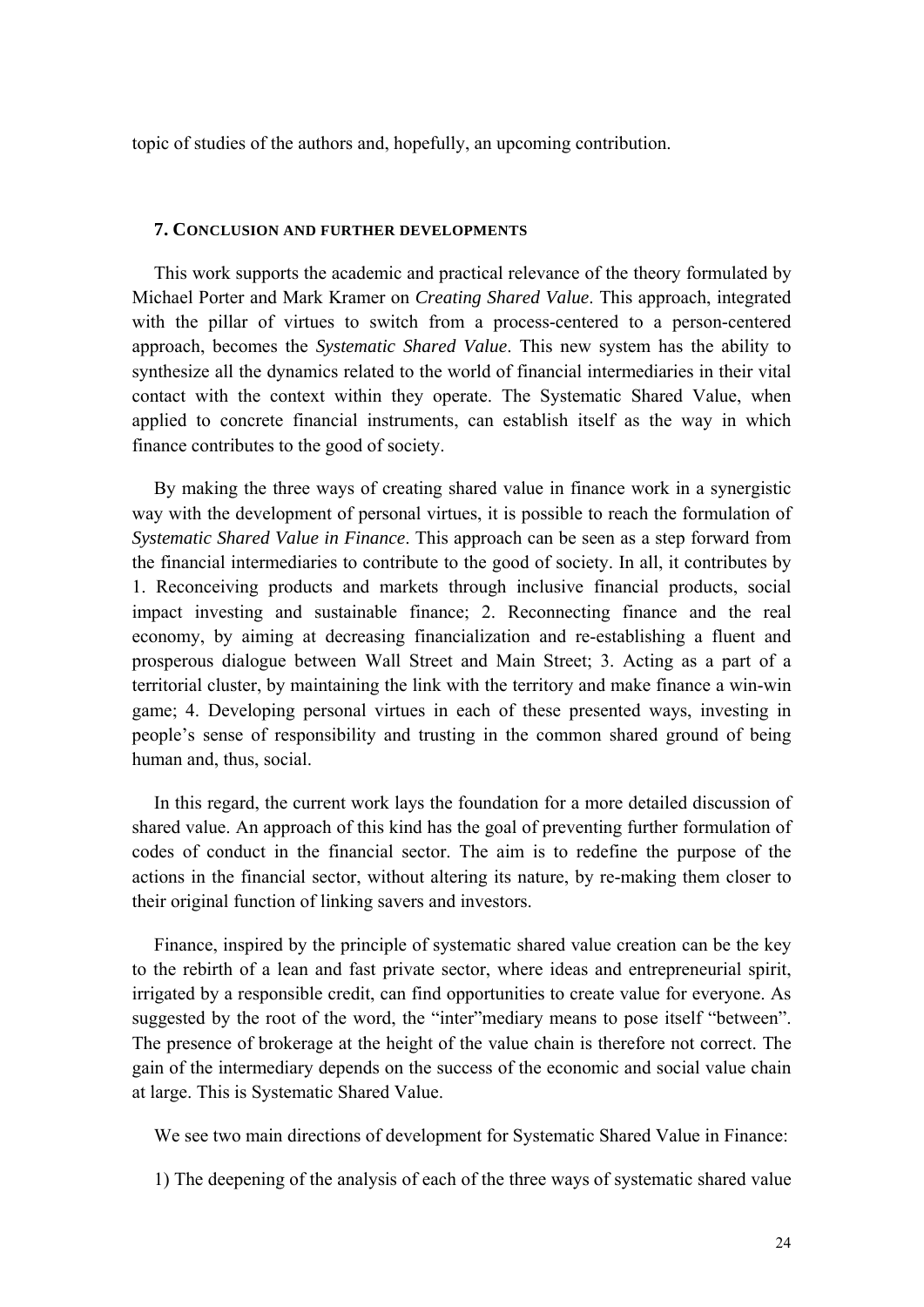topic of studies of the authors and, hopefully, an upcoming contribution.

## 7. Conclusion and further developments

This work supports the academic and practical relevance of the theory formulated by Michael Porter and Mark Kramer on *Creating Shared Value*. This approach, integrated with the pillar of virtues to switch from a process-centered to a person-centered approach, becomes the *Systematic Shared Value*. This new system has the ability to synthesize all the dynamics related to the world of financial intermediaries in their vital contact with the context within they operate. The Systematic Shared Value, when applied to concrete financial instruments, can establish itself as the way in which finance contributes to the good of society.

By making the three ways of creating shared value in finance work in a synergistic way with the development of personal virtues, it is possible to reach the formulation of *Systematic Shared Value in Finance*. This approach can be seen as a step forward from the financial intermediaries to contribute to the good of society. In all, it contributes by 1. Reconceiving products and markets through inclusive financial products, social impact investing and sustainable finance; 2. Reconnecting finance and the real economy, by aiming at decreasing financialization and re-establishing a fluent and prosperous dialogue between Wall Street and Main Street; 3. Acting as a part of a territorial cluster, by maintaining the link with the territory and make finance a win-win game; 4. Developing personal virtues in each of these presented ways, investing in people's sense of responsibility and trusting in the common shared ground of being human and, thus, social.

In this regard, the current work lays the foundation for a more detailed discussion of shared value. An approach of this kind has the goal of preventing further formulation of codes of conduct in the financial sector. The aim is to redefine the purpose of the actions in the financial sector, without altering its nature, by re-making them closer to their original function of linking savers and investors.

Finance, inspired by the principle of systematic shared value creation can be the key to the rebirth of a lean and fast private sector, where ideas and entrepreneurial spirit, irrigated by a responsible credit, can find opportunities to create value for everyone. As suggested by the root of the word, the "inter"mediary means to pose itself "between". The presence of brokerage at the height of the value chain is therefore not correct. The gain of the intermediary depends on the success of the economic and social value chain at large. This is Systematic Shared Value.

We see two main directions of development for Systematic Shared Value in Finance:

1) The deepening of the analysis of each of the three ways of systematic shared value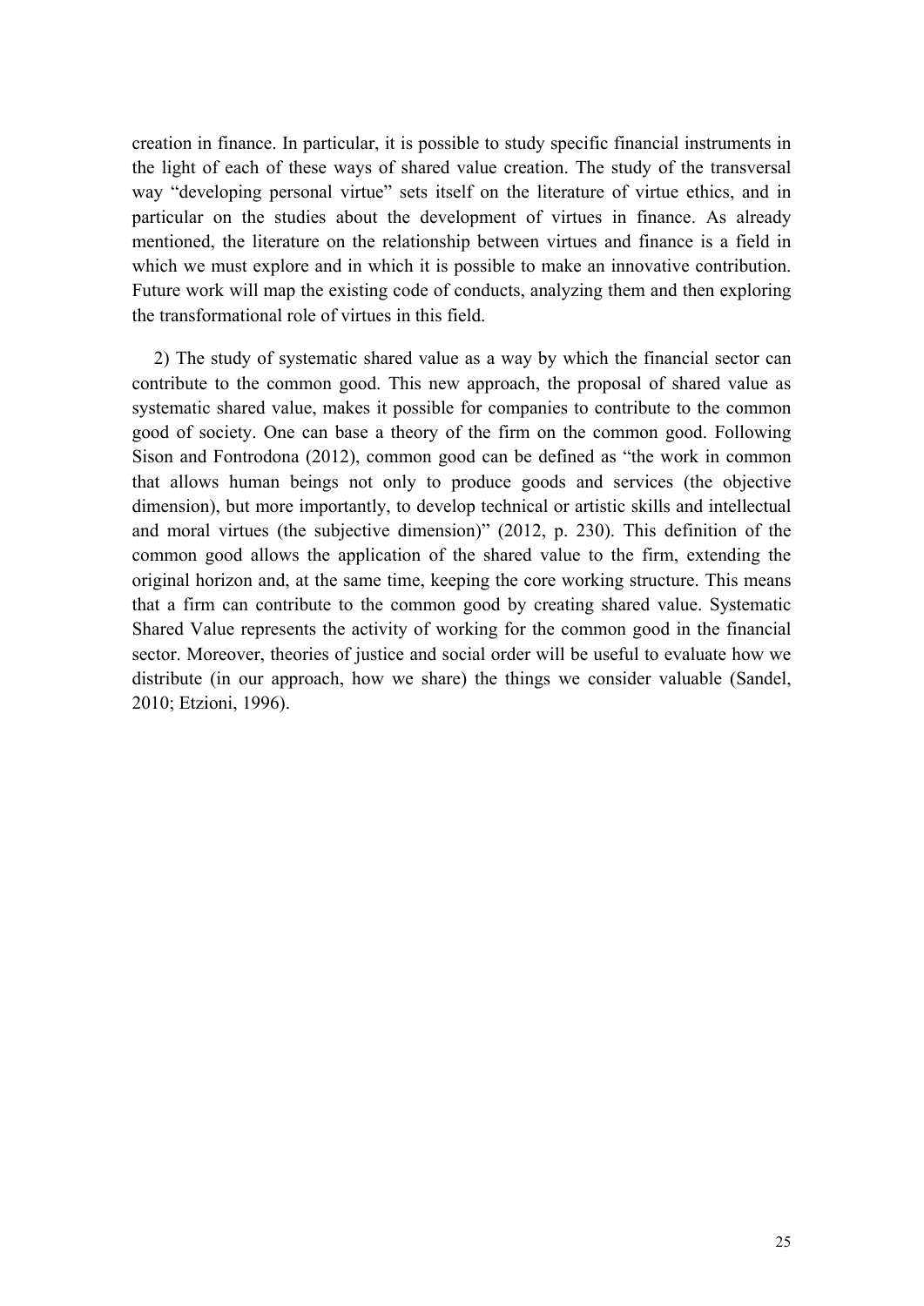creation in finance. In particular, it is possible to study specific financial instruments in the light of each of these ways of shared value creation. The study of the transversal way "developing personal virtue" sets itself on the literature of virtue ethics, and in particular on the studies about the development of virtues in finance. As already mentioned, the literature on the relationship between virtues and finance is a field in which we must explore and in which it is possible to make an innovative contribution. Future work will map the existing code of conducts, analyzing them and then exploring the transformational role of virtues in this field.

2) The study of systematic shared value as a way by which the financial sector can contribute to the common good. This new approach, the proposal of shared value as systematic shared value, makes it possible for companies to contribute to the common good of society. One can base a theory of the firm on the common good. Following Sison and Fontrodona (2012), common good can be defined as "the work in common that allows human beings not only to produce goods and services (the objective dimension), but more importantly, to develop technical or artistic skills and intellectual and moral virtues (the subjective dimension)" (2012, p. 230). This definition of the common good allows the application of the shared value to the firm, extending the original horizon and, at the same time, keeping the core working structure. This means that a firm can contribute to the common good by creating shared value. Systematic Shared Value represents the activity of working for the common good in the financial sector. Moreover, theories of justice and social order will be useful to evaluate how we distribute (in our approach, how we share) the things we consider valuable (Sandel, 2010; Etzioni, 1996).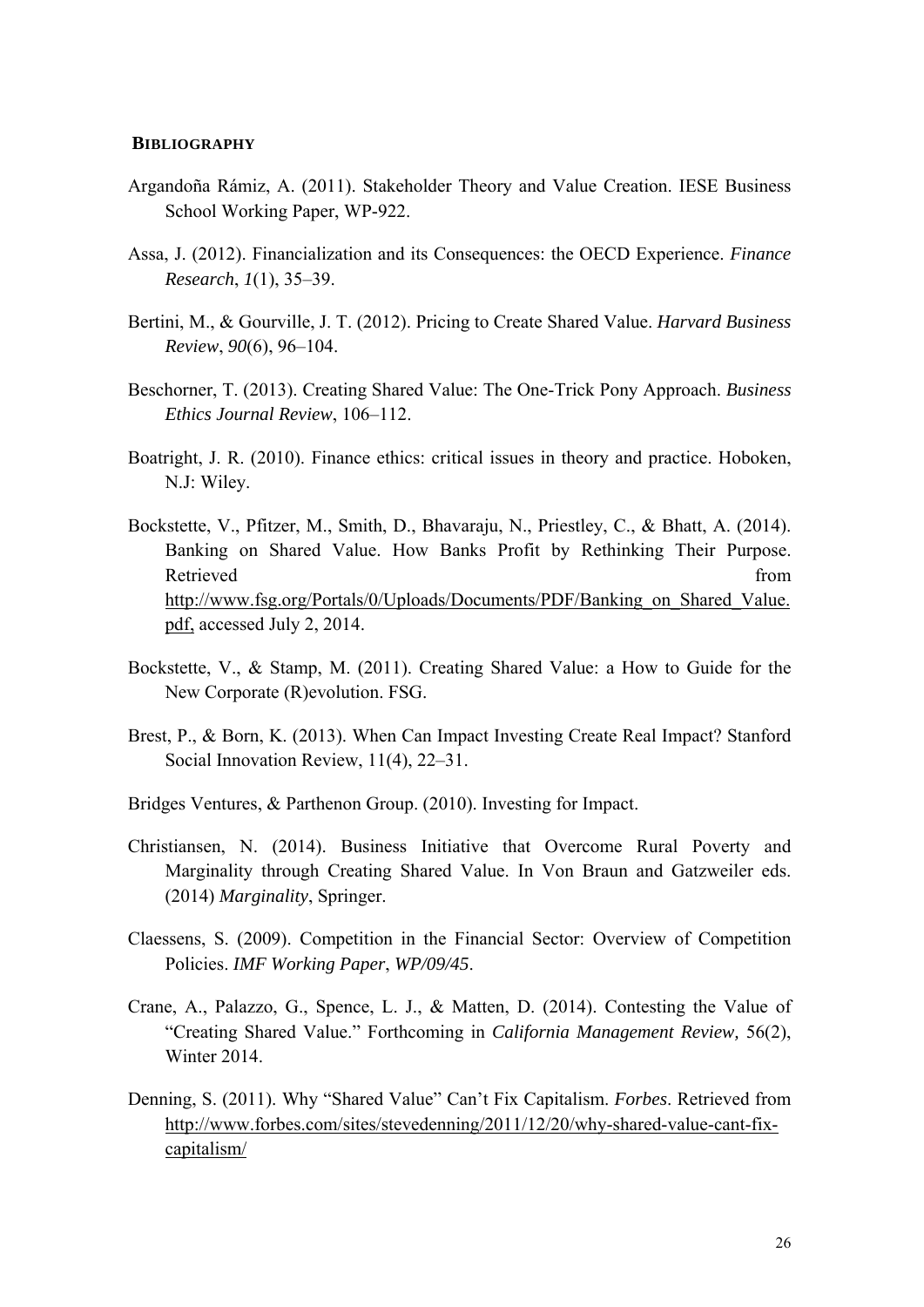## **Bibliography**

Argandoña Rámiz, A. (2011). Stakeholder Theory and Value Creation. IESE Business School Working Paper, WP-922.

Assa, J. (2012). Financialization and its Consequences: the OECD Experience. *Finance Research*, *1*(1), 35–39.

Bertini, M., & Gourville, J. T. (2012). Pricing to Create Shared Value. *Harvard Business Review*, *90*(6), 96–104.

Beschorner, T. (2013). Creating Shared Value: The One-Trick Pony Approach. *Business Ethics Journal Review*, 106–112.

Boatright, J. R. (2010). Finance ethics: critical issues in theory and practice. Hoboken, N.J: Wiley.

Bockstette, V., Pfitzer, M., Smith, D., Bhavaraju, N., Priestley, C., & Bhatt, A. (2014). Banking on Shared Value. How Banks Profit by Rethinking Their Purpose. Retrieved from http://www.fsg.org/Portals/0/Uploads/Documents/PDF/Banking_on_Shared_Value.pdf, accessed July 2, 2014.

Bockstette, V., & Stamp, M. (2011). Creating Shared Value: a How to Guide for the New Corporate (R)evolution. FSG.

Brest, P., & Born, K. (2013). When Can Impact Investing Create Real Impact? Stanford Social Innovation Review, 11(4), 22–31.

Bridges Ventures, & Parthenon Group. (2010). Investing for Impact.

Christiansen, N. (2014). Business Initiative that Overcome Rural Poverty and Marginality through Creating Shared Value. In Von Braun and Gatzweiler eds. (2014) *Marginality*, Springer.

Claessens, S. (2009). Competition in the Financial Sector: Overview of Competition Policies. *IMF Working Paper*, *WP/09/45*.

Crane, A., Palazzo, G., Spence, L. J., & Matten, D. (2014). Contesting the Value of "Creating Shared Value." Forthcoming in *California Management Review,* 56(2), Winter 2014.

Denning, S. (2011). Why "Shared Value" Can't Fix Capitalism. *Forbes*. Retrieved from http://www.forbes.com/sites/stevedenning/2011/12/20/why-shared-value-cant-fix-capitalism/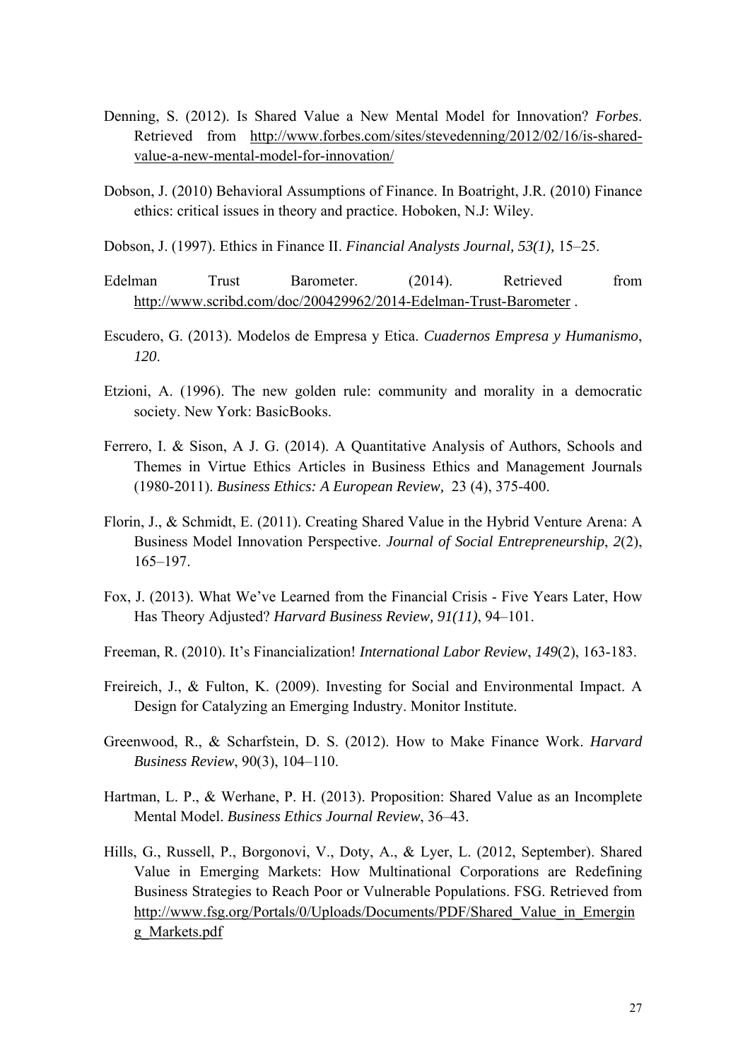Denning, S. (2012). Is Shared Value a New Mental Model for Innovation? *Forbes*. Retrieved from http://www.forbes.com/sites/stevedenning/2012/02/16/is-shared-value-a-new-mental-model-for-innovation/

Dobson, J. (2010) Behavioral Assumptions of Finance. In Boatright, J.R. (2010) Finance ethics: critical issues in theory and practice. Hoboken, N.J: Wiley.

Dobson, J. (1997). Ethics in Finance II. *Financial Analysts Journal, 53(1),* 15–25.

Edelman Trust Barometer. (2014). Retrieved from http://www.scribd.com/doc/200429962/2014-Edelman-Trust-Barometer .

Escudero, G. (2013). Modelos de Empresa y Etica. *Cuadernos Empresa y Humanismo*, *120*.

Etzioni, A. (1996). The new golden rule: community and morality in a democratic society. New York: BasicBooks.

Ferrero, I. & Sison, A J. G. (2014). A Quantitative Analysis of Authors, Schools and Themes in Virtue Ethics Articles in Business Ethics and Management Journals (1980-2011). *Business Ethics: A European Review,* 23 (4), 375-400.

Florin, J., & Schmidt, E. (2011). Creating Shared Value in the Hybrid Venture Arena: A Business Model Innovation Perspective. *Journal of Social Entrepreneurship*, *2*(2), 165–197.

Fox, J. (2013). What We've Learned from the Financial Crisis - Five Years Later, How Has Theory Adjusted? *Harvard Business Review, 91(11)*, 94–101.

Freeman, R. (2010). It's Financialization! *International Labor Review*, *149*(2), 163-183.

Freireich, J., & Fulton, K. (2009). Investing for Social and Environmental Impact. A Design for Catalyzing an Emerging Industry. Monitor Institute.

Greenwood, R., & Scharfstein, D. S. (2012). How to Make Finance Work. *Harvard Business Review*, 90(3), 104–110.

Hartman, L. P., & Werhane, P. H. (2013). Proposition: Shared Value as an Incomplete Mental Model. *Business Ethics Journal Review*, 36–43.

Hills, G., Russell, P., Borgonovi, V., Doty, A., & Lyer, L. (2012, September). Shared Value in Emerging Markets: How Multinational Corporations are Redefining Business Strategies to Reach Poor or Vulnerable Populations. FSG. Retrieved from http://www.fsg.org/Portals/0/Uploads/Documents/PDF/Shared_Value_in_Emerging_Markets.pdf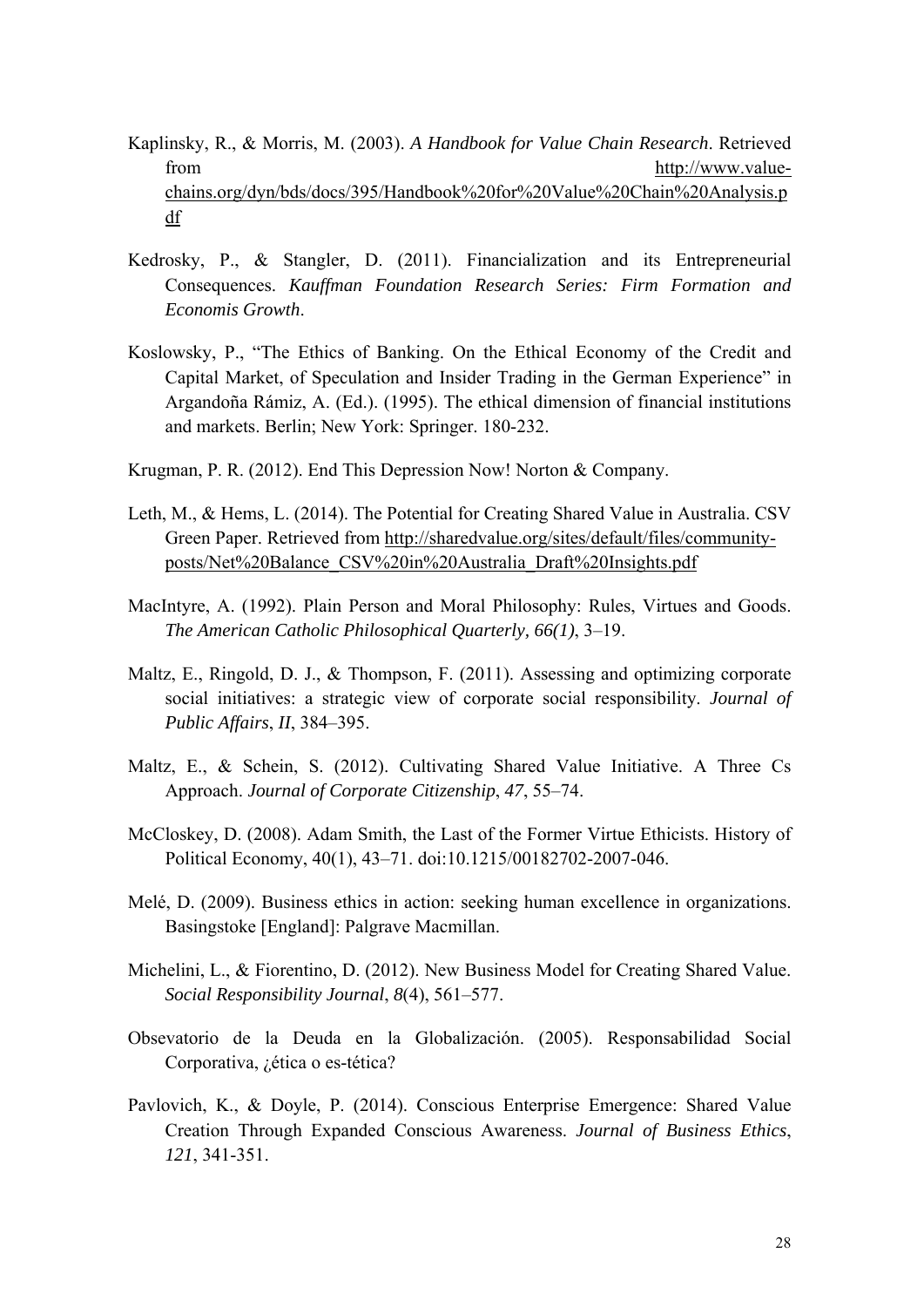Kaplinsky, R., & Morris, M. (2003). *A Handbook for Value Chain Research*. Retrieved from http://www.value-chains.org/dyn/bds/docs/395/Handbook%20for%20Value%20Chain%20Analysis.pdf

Kedrosky, P., & Stangler, D. (2011). Financialization and its Entrepreneurial Consequences. *Kauffman Foundation Research Series: Firm Formation and Economis Growth*.

Koslowsky, P., "The Ethics of Banking. On the Ethical Economy of the Credit and Capital Market, of Speculation and Insider Trading in the German Experience" in Argandoña Rámiz, A. (Ed.). (1995). The ethical dimension of financial institutions and markets. Berlin; New York: Springer. 180-232.

Krugman, P. R. (2012). End This Depression Now! Norton & Company.

Leth, M., & Hems, L. (2014). The Potential for Creating Shared Value in Australia. CSV Green Paper. Retrieved from http://sharedvalue.org/sites/default/files/community-posts/Net%20Balance_CSV%20in%20Australia_Draft%20Insights.pdf

MacIntyre, A. (1992). Plain Person and Moral Philosophy: Rules, Virtues and Goods. *The American Catholic Philosophical Quarterly, 66(1)*, 3–19.

Maltz, E., Ringold, D. J., & Thompson, F. (2011). Assessing and optimizing corporate social initiatives: a strategic view of corporate social responsibility. *Journal of Public Affairs*, *II*, 384–395.

Maltz, E., & Schein, S. (2012). Cultivating Shared Value Initiative. A Three Cs Approach. *Journal of Corporate Citizenship*, *47*, 55–74.

McCloskey, D. (2008). Adam Smith, the Last of the Former Virtue Ethicists. History of Political Economy, 40(1), 43–71. doi:10.1215/00182702-2007-046.

Melé, D. (2009). Business ethics in action: seeking human excellence in organizations. Basingstoke [England]: Palgrave Macmillan.

Michelini, L., & Fiorentino, D. (2012). New Business Model for Creating Shared Value. *Social Responsibility Journal*, *8*(4), 561–577.

Obsevatorio de la Deuda en la Globalización. (2005). Responsabilidad Social Corporativa, ¿ética o es-tética?

Pavlovich, K., & Doyle, P. (2014). Conscious Enterprise Emergence: Shared Value Creation Through Expanded Conscious Awareness. *Journal of Business Ethics*, *121*, 341-351.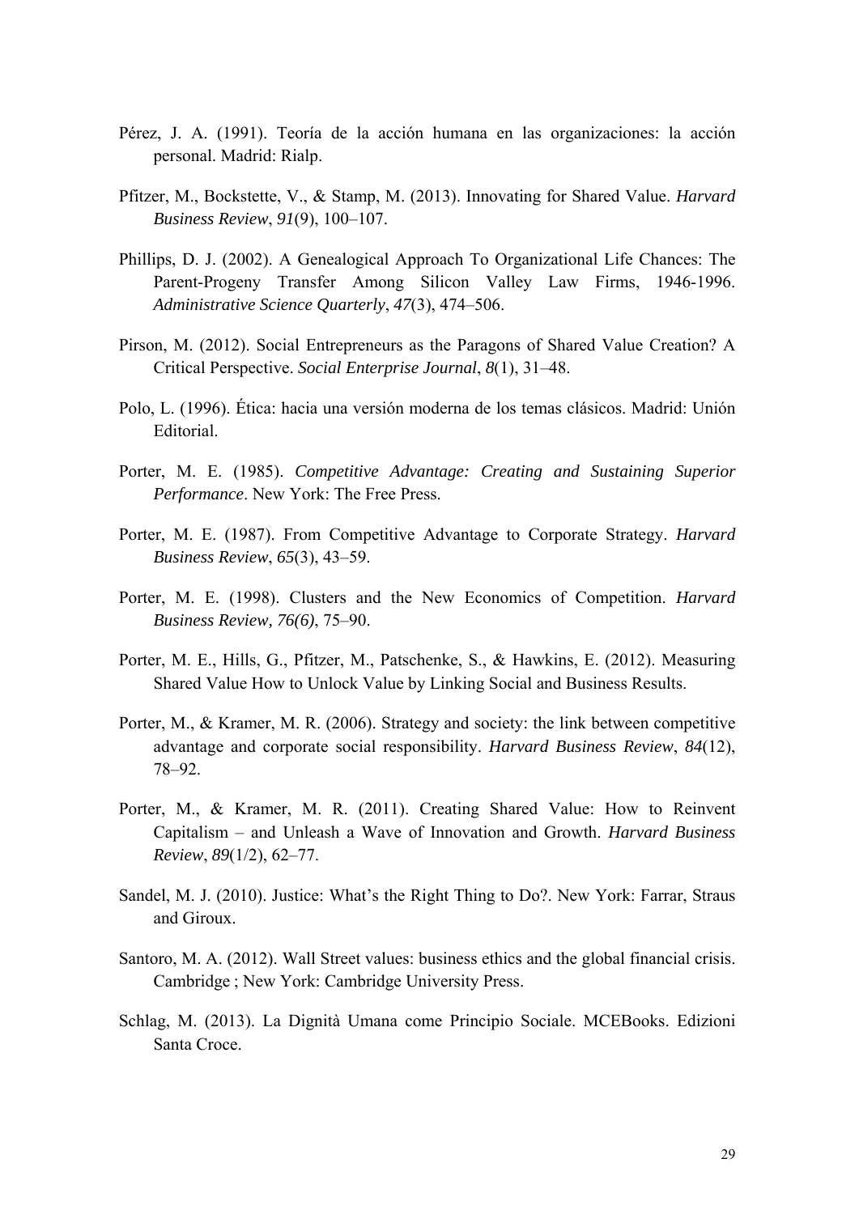Pérez, J. A. (1991). Teoría de la acción humana en las organizaciones: la acción personal. Madrid: Rialp.

Pfitzer, M., Bockstette, V., & Stamp, M. (2013). Innovating for Shared Value. *Harvard Business Review*, *91*(9), 100–107.

Phillips, D. J. (2002). A Genealogical Approach To Organizational Life Chances: The Parent-Progeny Transfer Among Silicon Valley Law Firms, 1946-1996. *Administrative Science Quarterly*, *47*(3), 474–506.

Pirson, M. (2012). Social Entrepreneurs as the Paragons of Shared Value Creation? A Critical Perspective. *Social Enterprise Journal*, *8*(1), 31–48.

Polo, L. (1996). Ética: hacia una versión moderna de los temas clásicos. Madrid: Unión Editorial.

Porter, M. E. (1985). *Competitive Advantage: Creating and Sustaining Superior Performance*. New York: The Free Press.

Porter, M. E. (1987). From Competitive Advantage to Corporate Strategy. *Harvard Business Review*, *65*(3), 43–59.

Porter, M. E. (1998). Clusters and the New Economics of Competition. *Harvard Business Review, 76(6)*, 75–90.

Porter, M. E., Hills, G., Pfitzer, M., Patschenke, S., & Hawkins, E. (2012). Measuring Shared Value How to Unlock Value by Linking Social and Business Results.

Porter, M., & Kramer, M. R. (2006). Strategy and society: the link between competitive advantage and corporate social responsibility. *Harvard Business Review*, *84*(12), 78–92.

Porter, M., & Kramer, M. R. (2011). Creating Shared Value: How to Reinvent Capitalism – and Unleash a Wave of Innovation and Growth. *Harvard Business Review*, *89*(1/2), 62–77.

Sandel, M. J. (2010). Justice: What's the Right Thing to Do?. New York: Farrar, Straus and Giroux.

Santoro, M. A. (2012). Wall Street values: business ethics and the global financial crisis. Cambridge ; New York: Cambridge University Press.

Schlag, M. (2013). La Dignità Umana come Principio Sociale. MCEBooks. Edizioni Santa Croce.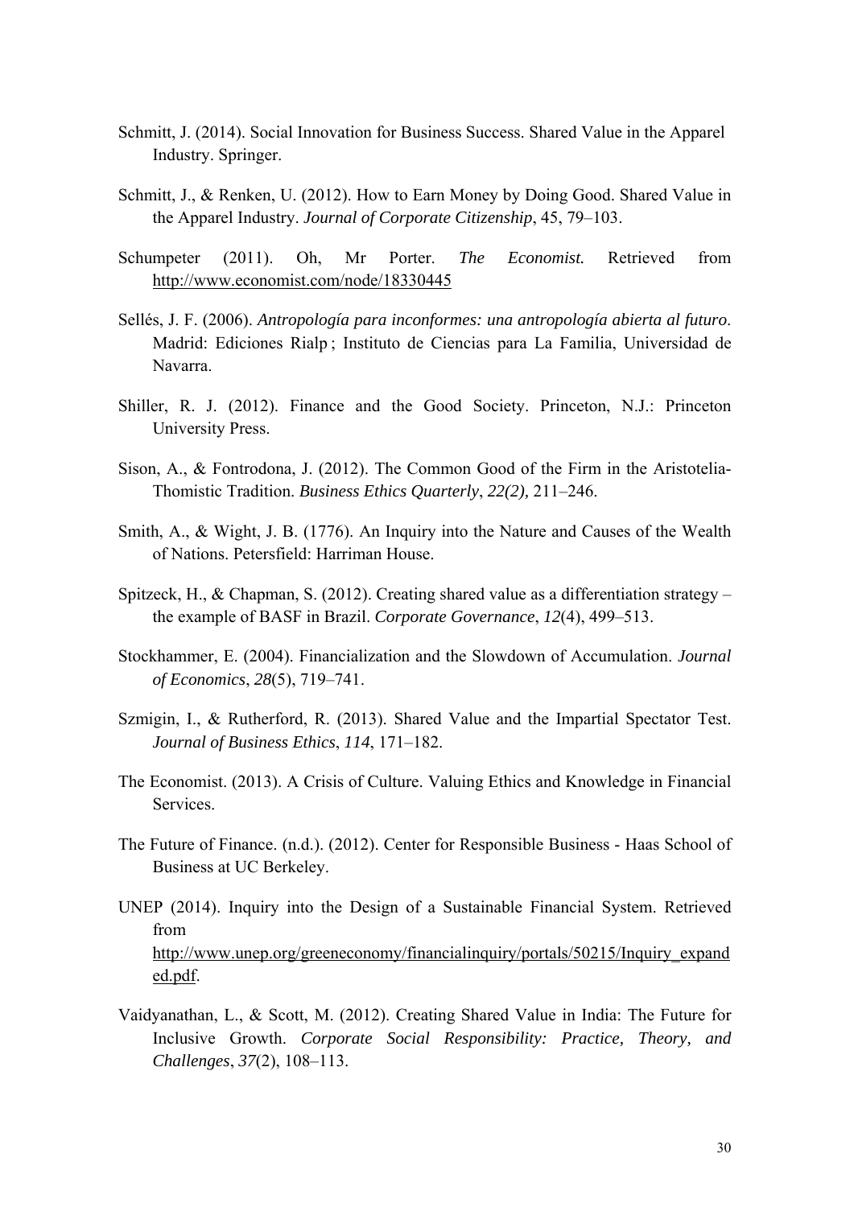Schmitt, J. (2014). Social Innovation for Business Success. Shared Value in the Apparel Industry. Springer.

Schmitt, J., & Renken, U. (2012). How to Earn Money by Doing Good. Shared Value in the Apparel Industry. *Journal of Corporate Citizenship*, 45, 79–103.

Schumpeter (2011). Oh, Mr Porter. *The Economist.* Retrieved from http://www.economist.com/node/18330445

Sellés, J. F. (2006). *Antropología para inconformes: una antropología abierta al futuro*. Madrid: Ediciones Rialp ; Instituto de Ciencias para La Familia, Universidad de Navarra.

Shiller, R. J. (2012). Finance and the Good Society. Princeton, N.J.: Princeton University Press.

Sison, A., & Fontrodona, J. (2012). The Common Good of the Firm in the Aristotelia-Thomistic Tradition. *Business Ethics Quarterly*, *22(2),* 211–246.

Smith, A., & Wight, J. B. (1776). An Inquiry into the Nature and Causes of the Wealth of Nations. Petersfield: Harriman House.

Spitzeck, H., & Chapman, S. (2012). Creating shared value as a differentiation strategy – the example of BASF in Brazil. *Corporate Governance*, *12*(4), 499–513.

Stockhammer, E. (2004). Financialization and the Slowdown of Accumulation. *Journal of Economics*, *28*(5), 719–741.

Szmigin, I., & Rutherford, R. (2013). Shared Value and the Impartial Spectator Test. *Journal of Business Ethics*, *114*, 171–182.

The Economist. (2013). A Crisis of Culture. Valuing Ethics and Knowledge in Financial Services.

The Future of Finance. (n.d.). (2012). Center for Responsible Business - Haas School of Business at UC Berkeley.

UNEP (2014). Inquiry into the Design of a Sustainable Financial System. Retrieved from http://www.unep.org/greeneconomy/financialinquiry/portals/50215/Inquiry_expanded.pdf.

Vaidyanathan, L., & Scott, M. (2012). Creating Shared Value in India: The Future for Inclusive Growth. *Corporate Social Responsibility: Practice, Theory, and Challenges*, *37*(2), 108–113.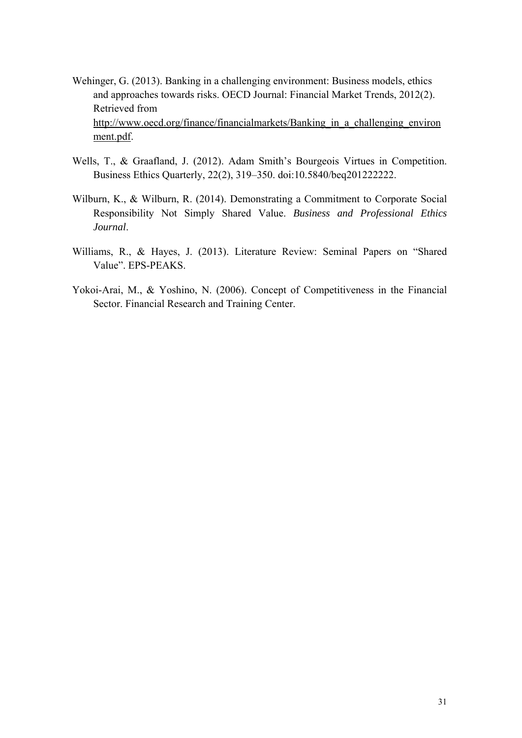Wehinger, G. (2013). Banking in a challenging environment: Business models, ethics and approaches towards risks. OECD Journal: Financial Market Trends, 2012(2). Retrieved from http://www.oecd.org/finance/financialmarkets/Banking_in_a_challenging_environment.pdf.

Wells, T., & Graafland, J. (2012). Adam Smith's Bourgeois Virtues in Competition. Business Ethics Quarterly, 22(2), 319–350. doi:10.5840/beq201222222.

Wilburn, K., & Wilburn, R. (2014). Demonstrating a Commitment to Corporate Social Responsibility Not Simply Shared Value. *Business and Professional Ethics Journal*.

Williams, R., & Hayes, J. (2013). Literature Review: Seminal Papers on "Shared Value". EPS-PEAKS.

Yokoi-Arai, M., & Yoshino, N. (2006). Concept of Competitiveness in the Financial Sector. Financial Research and Training Center.